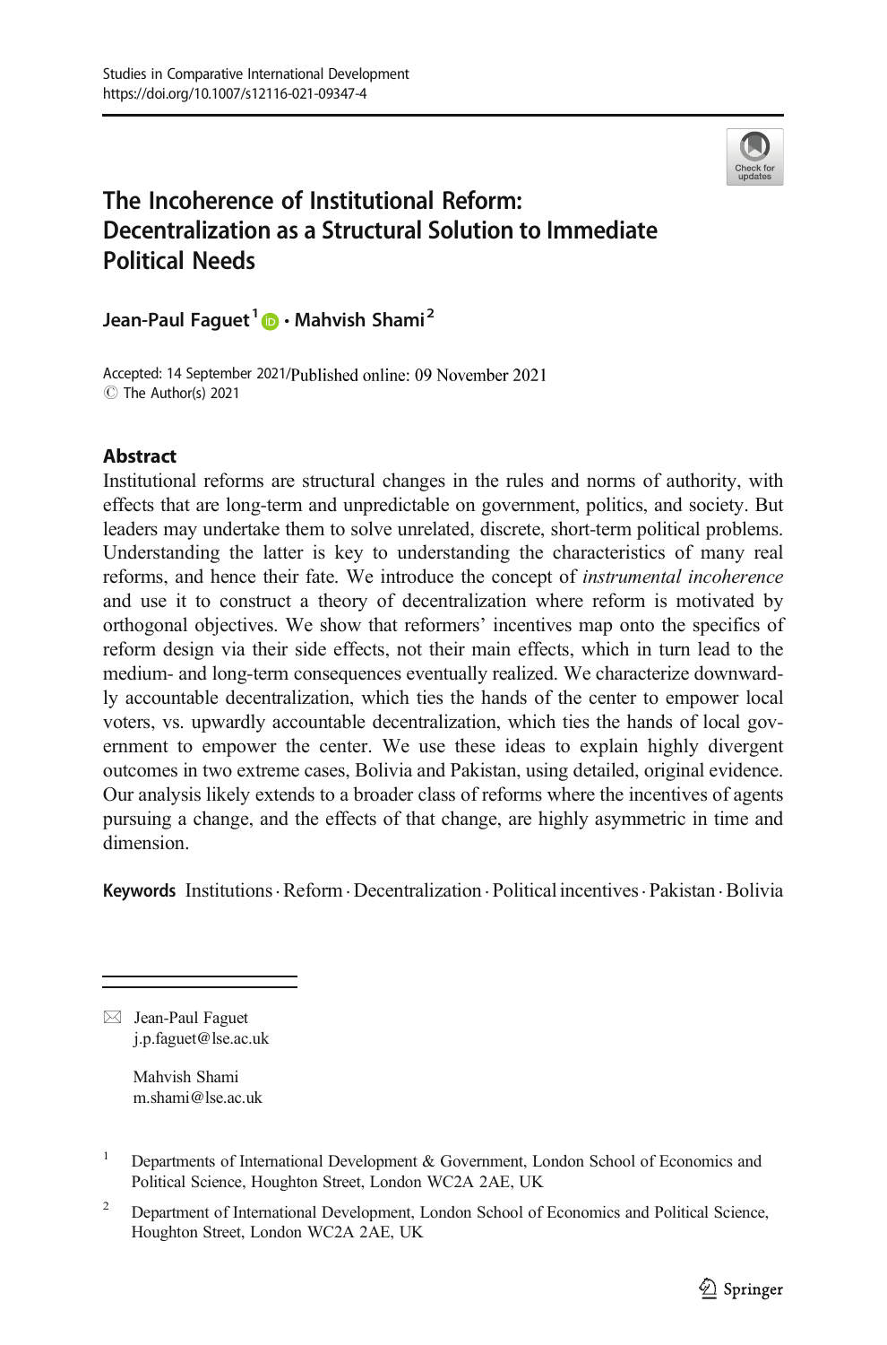Studies in Comparative International Development
https://doi.org/10.1007/s12116-021-09347-4

# The Incoherence of Institutional Reform: Decentralization as a Structural Solution to Immediate Political Needs

**Jean-Paul Faguet**[1] **· Mahvish Shami**[2]

Accepted: 14 September 2021/Published online: 09 November 2021
© The Author(s) 2021

## Abstract

Institutional reforms are structural changes in the rules and norms of authority, with effects that are long-term and unpredictable on government, politics, and society. But leaders may undertake them to solve unrelated, discrete, short-term political problems. Understanding the latter is key to understanding the characteristics of many real reforms, and hence their fate. We introduce the concept of *instrumental incoherence* and use it to construct a theory of decentralization where reform is motivated by orthogonal objectives. We show that reformers' incentives map onto the specifics of reform design via their side effects, not their main effects, which in turn lead to the medium- and long-term consequences eventually realized. We characterize downwardly accountable decentralization, which ties the hands of the center to empower local voters, vs. upwardly accountable decentralization, which ties the hands of local government to empower the center. We use these ideas to explain highly divergent outcomes in two extreme cases, Bolivia and Pakistan, using detailed, original evidence. Our analysis likely extends to a broader class of reforms where the incentives of agents pursuing a change, and the effects of that change, are highly asymmetric in time and dimension.

**Keywords** Institutions · Reform · Decentralization · Political incentives · Pakistan · Bolivia

---

✉ Jean-Paul Faguet
j.p.faguet@lse.ac.uk

Mahvish Shami
m.shami@lse.ac.uk

[1] Departments of International Development & Government, London School of Economics and Political Science, Houghton Street, London WC2A 2AE, UK

[2] Department of International Development, London School of Economics and Political Science, Houghton Street, London WC2A 2AE, UK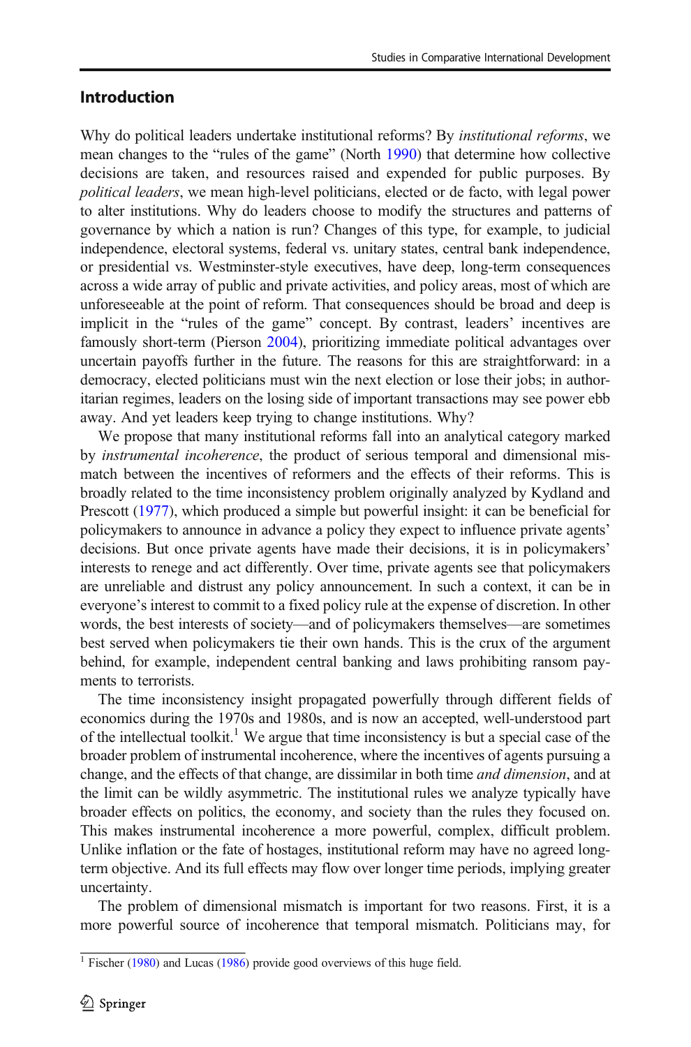## Introduction

Why do political leaders undertake institutional reforms? By *institutional reforms*, we mean changes to the "rules of the game" (North 1990) that determine how collective decisions are taken, and resources raised and expended for public purposes. By *political leaders*, we mean high-level politicians, elected or de facto, with legal power to alter institutions. Why do leaders choose to modify the structures and patterns of governance by which a nation is run? Changes of this type, for example, to judicial independence, electoral systems, federal vs. unitary states, central bank independence, or presidential vs. Westminster-style executives, have deep, long-term consequences across a wide array of public and private activities, and policy areas, most of which are unforeseeable at the point of reform. That consequences should be broad and deep is implicit in the "rules of the game" concept. By contrast, leaders' incentives are famously short-term (Pierson 2004), prioritizing immediate political advantages over uncertain payoffs further in the future. The reasons for this are straightforward: in a democracy, elected politicians must win the next election or lose their jobs; in authoritarian regimes, leaders on the losing side of important transactions may see power ebb away. And yet leaders keep trying to change institutions. Why?

We propose that many institutional reforms fall into an analytical category marked by *instrumental incoherence*, the product of serious temporal and dimensional mismatch between the incentives of reformers and the effects of their reforms. This is broadly related to the time inconsistency problem originally analyzed by Kydland and Prescott (1977), which produced a simple but powerful insight: it can be beneficial for policymakers to announce in advance a policy they expect to influence private agents' decisions. But once private agents have made their decisions, it is in policymakers' interests to renege and act differently. Over time, private agents see that policymakers are unreliable and distrust any policy announcement. In such a context, it can be in everyone's interest to commit to a fixed policy rule at the expense of discretion. In other words, the best interests of society—and of policymakers themselves—are sometimes best served when policymakers tie their own hands. This is the crux of the argument behind, for example, independent central banking and laws prohibiting ransom payments to terrorists.

The time inconsistency insight propagated powerfully through different fields of economics during the 1970s and 1980s, and is now an accepted, well-understood part of the intellectual toolkit.[1] We argue that time inconsistency is but a special case of the broader problem of instrumental incoherence, where the incentives of agents pursuing a change, and the effects of that change, are dissimilar in both time *and dimension*, and at the limit can be wildly asymmetric. The institutional rules we analyze typically have broader effects on politics, the economy, and society than the rules they focused on. This makes instrumental incoherence a more powerful, complex, difficult problem. Unlike inflation or the fate of hostages, institutional reform may have no agreed long-term objective. And its full effects may flow over longer time periods, implying greater uncertainty.

The problem of dimensional mismatch is important for two reasons. First, it is a more powerful source of incoherence that temporal mismatch. Politicians may, for

[1] Fischer (1980) and Lucas (1986) provide good overviews of this huge field.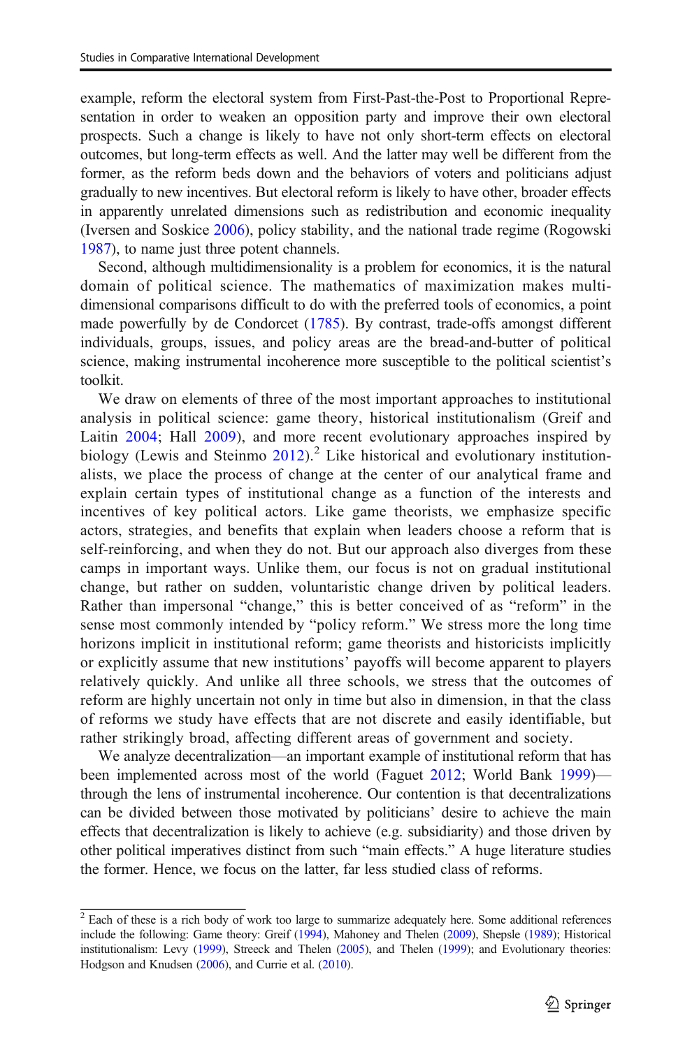example, reform the electoral system from First-Past-the-Post to Proportional Representation in order to weaken an opposition party and improve their own electoral prospects. Such a change is likely to have not only short-term effects on electoral outcomes, but long-term effects as well. And the latter may well be different from the former, as the reform beds down and the behaviors of voters and politicians adjust gradually to new incentives. But electoral reform is likely to have other, broader effects in apparently unrelated dimensions such as redistribution and economic inequality (Iversen and Soskice 2006), policy stability, and the national trade regime (Rogowski 1987), to name just three potent channels.

Second, although multidimensionality is a problem for economics, it is the natural domain of political science. The mathematics of maximization makes multidimensional comparisons difficult to do with the preferred tools of economics, a point made powerfully by de Condorcet (1785). By contrast, trade-offs amongst different individuals, groups, issues, and policy areas are the bread-and-butter of political science, making instrumental incoherence more susceptible to the political scientist's toolkit.

We draw on elements of three of the most important approaches to institutional analysis in political science: game theory, historical institutionalism (Greif and Laitin 2004; Hall 2009), and more recent evolutionary approaches inspired by biology (Lewis and Steinmo 2012).[2] Like historical and evolutionary institutionalists, we place the process of change at the center of our analytical frame and explain certain types of institutional change as a function of the interests and incentives of key political actors. Like game theorists, we emphasize specific actors, strategies, and benefits that explain when leaders choose a reform that is self-reinforcing, and when they do not. But our approach also diverges from these camps in important ways. Unlike them, our focus is not on gradual institutional change, but rather on sudden, voluntaristic change driven by political leaders. Rather than impersonal "change," this is better conceived of as "reform" in the sense most commonly intended by "policy reform." We stress more the long time horizons implicit in institutional reform; game theorists and historicists implicitly or explicitly assume that new institutions' payoffs will become apparent to players relatively quickly. And unlike all three schools, we stress that the outcomes of reform are highly uncertain not only in time but also in dimension, in that the class of reforms we study have effects that are not discrete and easily identifiable, but rather strikingly broad, affecting different areas of government and society.

We analyze decentralization—an important example of institutional reform that has been implemented across most of the world (Faguet 2012; World Bank 1999)—through the lens of instrumental incoherence. Our contention is that decentralizations can be divided between those motivated by politicians' desire to achieve the main effects that decentralization is likely to achieve (e.g. subsidiarity) and those driven by other political imperatives distinct from such "main effects." A huge literature studies the former. Hence, we focus on the latter, far less studied class of reforms.

[2] Each of these is a rich body of work too large to summarize adequately here. Some additional references include the following: Game theory: Greif (1994), Mahoney and Thelen (2009), Shepsle (1989); Historical institutionalism: Levy (1999), Streeck and Thelen (2005), and Thelen (1999); and Evolutionary theories: Hodgson and Knudsen (2006), and Currie et al. (2010).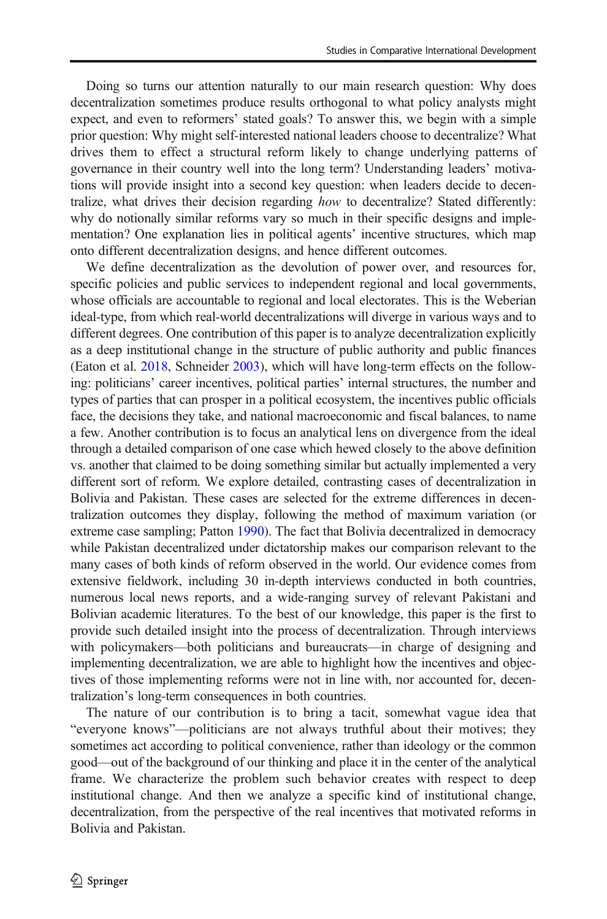Doing so turns our attention naturally to our main research question: Why does decentralization sometimes produce results orthogonal to what policy analysts might expect, and even to reformers' stated goals? To answer this, we begin with a simple prior question: Why might self-interested national leaders choose to decentralize? What drives them to effect a structural reform likely to change underlying patterns of governance in their country well into the long term? Understanding leaders' motivations will provide insight into a second key question: when leaders decide to decentralize, what drives their decision regarding *how* to decentralize? Stated differently: why do notionally similar reforms vary so much in their specific designs and implementation? One explanation lies in political agents' incentive structures, which map onto different decentralization designs, and hence different outcomes.

We define decentralization as the devolution of power over, and resources for, specific policies and public services to independent regional and local governments, whose officials are accountable to regional and local electorates. This is the Weberian ideal-type, from which real-world decentralizations will diverge in various ways and to different degrees. One contribution of this paper is to analyze decentralization explicitly as a deep institutional change in the structure of public authority and public finances (Eaton et al. 2018, Schneider 2003), which will have long-term effects on the following: politicians' career incentives, political parties' internal structures, the number and types of parties that can prosper in a political ecosystem, the incentives public officials face, the decisions they take, and national macroeconomic and fiscal balances, to name a few. Another contribution is to focus an analytical lens on divergence from the ideal through a detailed comparison of one case which hewed closely to the above definition vs. another that claimed to be doing something similar but actually implemented a very different sort of reform. We explore detailed, contrasting cases of decentralization in Bolivia and Pakistan. These cases are selected for the extreme differences in decentralization outcomes they display, following the method of maximum variation (or extreme case sampling; Patton 1990). The fact that Bolivia decentralized in democracy while Pakistan decentralized under dictatorship makes our comparison relevant to the many cases of both kinds of reform observed in the world. Our evidence comes from extensive fieldwork, including 30 in-depth interviews conducted in both countries, numerous local news reports, and a wide-ranging survey of relevant Pakistani and Bolivian academic literatures. To the best of our knowledge, this paper is the first to provide such detailed insight into the process of decentralization. Through interviews with policymakers—both politicians and bureaucrats—in charge of designing and implementing decentralization, we are able to highlight how the incentives and objectives of those implementing reforms were not in line with, nor accounted for, decentralization's long-term consequences in both countries.

The nature of our contribution is to bring a tacit, somewhat vague idea that "everyone knows"—politicians are not always truthful about their motives; they sometimes act according to political convenience, rather than ideology or the common good—out of the background of our thinking and place it in the center of the analytical frame. We characterize the problem such behavior creates with respect to deep institutional change. And then we analyze a specific kind of institutional change, decentralization, from the perspective of the real incentives that motivated reforms in Bolivia and Pakistan.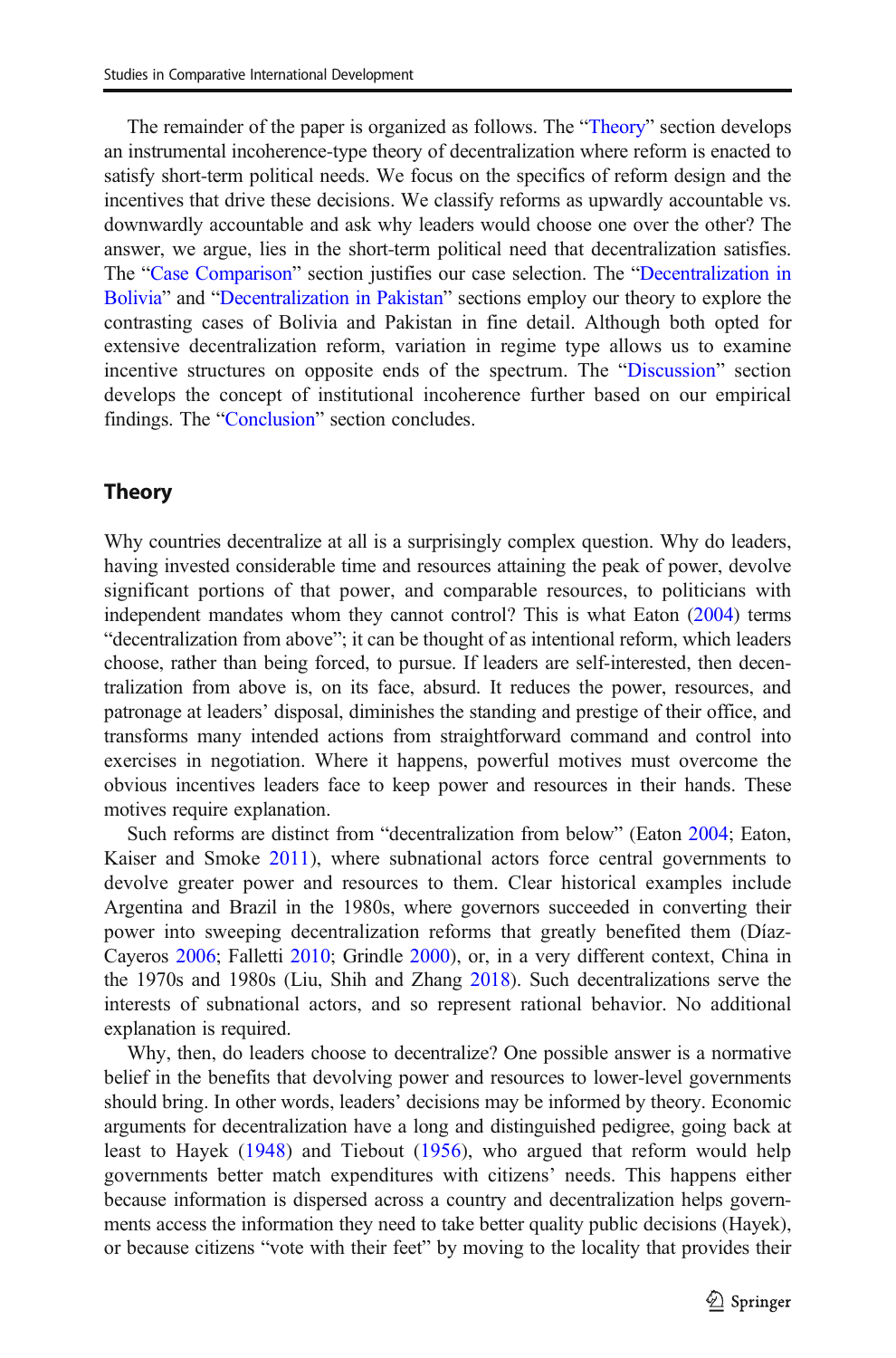The remainder of the paper is organized as follows. The "Theory" section develops an instrumental incoherence-type theory of decentralization where reform is enacted to satisfy short-term political needs. We focus on the specifics of reform design and the incentives that drive these decisions. We classify reforms as upwardly accountable vs. downwardly accountable and ask why leaders would choose one over the other? The answer, we argue, lies in the short-term political need that decentralization satisfies. The "Case Comparison" section justifies our case selection. The "Decentralization in Bolivia" and "Decentralization in Pakistan" sections employ our theory to explore the contrasting cases of Bolivia and Pakistan in fine detail. Although both opted for extensive decentralization reform, variation in regime type allows us to examine incentive structures on opposite ends of the spectrum. The "Discussion" section develops the concept of institutional incoherence further based on our empirical findings. The "Conclusion" section concludes.

## Theory

Why countries decentralize at all is a surprisingly complex question. Why do leaders, having invested considerable time and resources attaining the peak of power, devolve significant portions of that power, and comparable resources, to politicians with independent mandates whom they cannot control? This is what Eaton (2004) terms "decentralization from above"; it can be thought of as intentional reform, which leaders choose, rather than being forced, to pursue. If leaders are self-interested, then decentralization from above is, on its face, absurd. It reduces the power, resources, and patronage at leaders' disposal, diminishes the standing and prestige of their office, and transforms many intended actions from straightforward command and control into exercises in negotiation. Where it happens, powerful motives must overcome the obvious incentives leaders face to keep power and resources in their hands. These motives require explanation.

Such reforms are distinct from "decentralization from below" (Eaton 2004; Eaton, Kaiser and Smoke 2011), where subnational actors force central governments to devolve greater power and resources to them. Clear historical examples include Argentina and Brazil in the 1980s, where governors succeeded in converting their power into sweeping decentralization reforms that greatly benefited them (Díaz-Cayeros 2006; Falletti 2010; Grindle 2000), or, in a very different context, China in the 1970s and 1980s (Liu, Shih and Zhang 2018). Such decentralizations serve the interests of subnational actors, and so represent rational behavior. No additional explanation is required.

Why, then, do leaders choose to decentralize? One possible answer is a normative belief in the benefits that devolving power and resources to lower-level governments should bring. In other words, leaders' decisions may be informed by theory. Economic arguments for decentralization have a long and distinguished pedigree, going back at least to Hayek (1948) and Tiebout (1956), who argued that reform would help governments better match expenditures with citizens' needs. This happens either because information is dispersed across a country and decentralization helps governments access the information they need to take better quality public decisions (Hayek), or because citizens "vote with their feet" by moving to the locality that provides their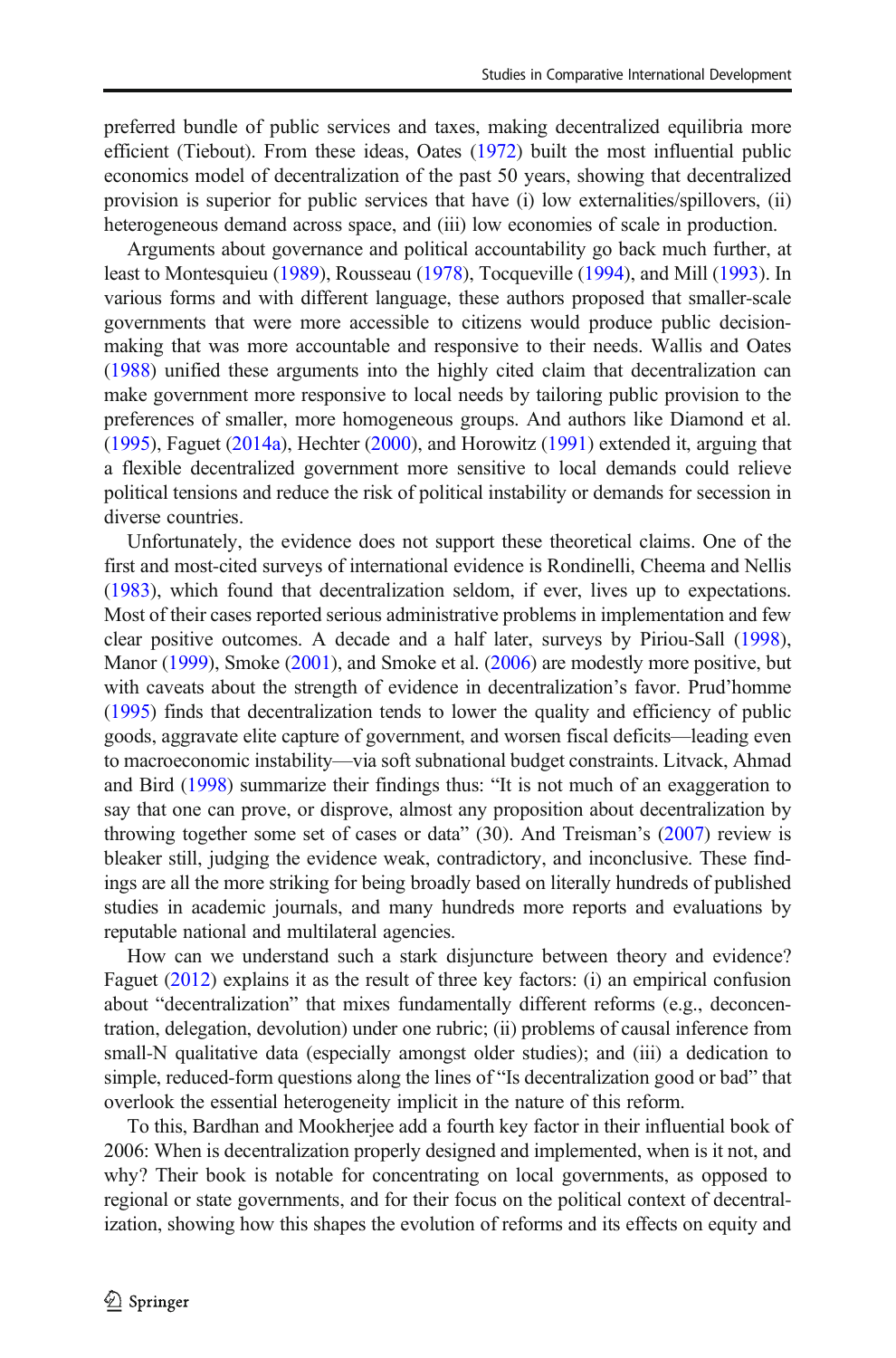preferred bundle of public services and taxes, making decentralized equilibria more efficient (Tiebout). From these ideas, Oates (1972) built the most influential public economics model of decentralization of the past 50 years, showing that decentralized provision is superior for public services that have (i) low externalities/spillovers, (ii) heterogeneous demand across space, and (iii) low economies of scale in production.

Arguments about governance and political accountability go back much further, at least to Montesquieu (1989), Rousseau (1978), Tocqueville (1994), and Mill (1993). In various forms and with different language, these authors proposed that smaller-scale governments that were more accessible to citizens would produce public decision-making that was more accountable and responsive to their needs. Wallis and Oates (1988) unified these arguments into the highly cited claim that decentralization can make government more responsive to local needs by tailoring public provision to the preferences of smaller, more homogeneous groups. And authors like Diamond et al. (1995), Faguet (2014a), Hechter (2000), and Horowitz (1991) extended it, arguing that a flexible decentralized government more sensitive to local demands could relieve political tensions and reduce the risk of political instability or demands for secession in diverse countries.

Unfortunately, the evidence does not support these theoretical claims. One of the first and most-cited surveys of international evidence is Rondinelli, Cheema and Nellis (1983), which found that decentralization seldom, if ever, lives up to expectations. Most of their cases reported serious administrative problems in implementation and few clear positive outcomes. A decade and a half later, surveys by Piriou-Sall (1998), Manor (1999), Smoke (2001), and Smoke et al. (2006) are modestly more positive, but with caveats about the strength of evidence in decentralization's favor. Prud'homme (1995) finds that decentralization tends to lower the quality and efficiency of public goods, aggravate elite capture of government, and worsen fiscal deficits—leading even to macroeconomic instability—via soft subnational budget constraints. Litvack, Ahmad and Bird (1998) summarize their findings thus: "It is not much of an exaggeration to say that one can prove, or disprove, almost any proposition about decentralization by throwing together some set of cases or data" (30). And Treisman's (2007) review is bleaker still, judging the evidence weak, contradictory, and inconclusive. These findings are all the more striking for being broadly based on literally hundreds of published studies in academic journals, and many hundreds more reports and evaluations by reputable national and multilateral agencies.

How can we understand such a stark disjuncture between theory and evidence? Faguet (2012) explains it as the result of three key factors: (i) an empirical confusion about "decentralization" that mixes fundamentally different reforms (e.g., deconcentration, delegation, devolution) under one rubric; (ii) problems of causal inference from small-N qualitative data (especially amongst older studies); and (iii) a dedication to simple, reduced-form questions along the lines of "Is decentralization good or bad" that overlook the essential heterogeneity implicit in the nature of this reform.

To this, Bardhan and Mookherjee add a fourth key factor in their influential book of 2006: When is decentralization properly designed and implemented, when is it not, and why? Their book is notable for concentrating on local governments, as opposed to regional or state governments, and for their focus on the political context of decentralization, showing how this shapes the evolution of reforms and its effects on equity and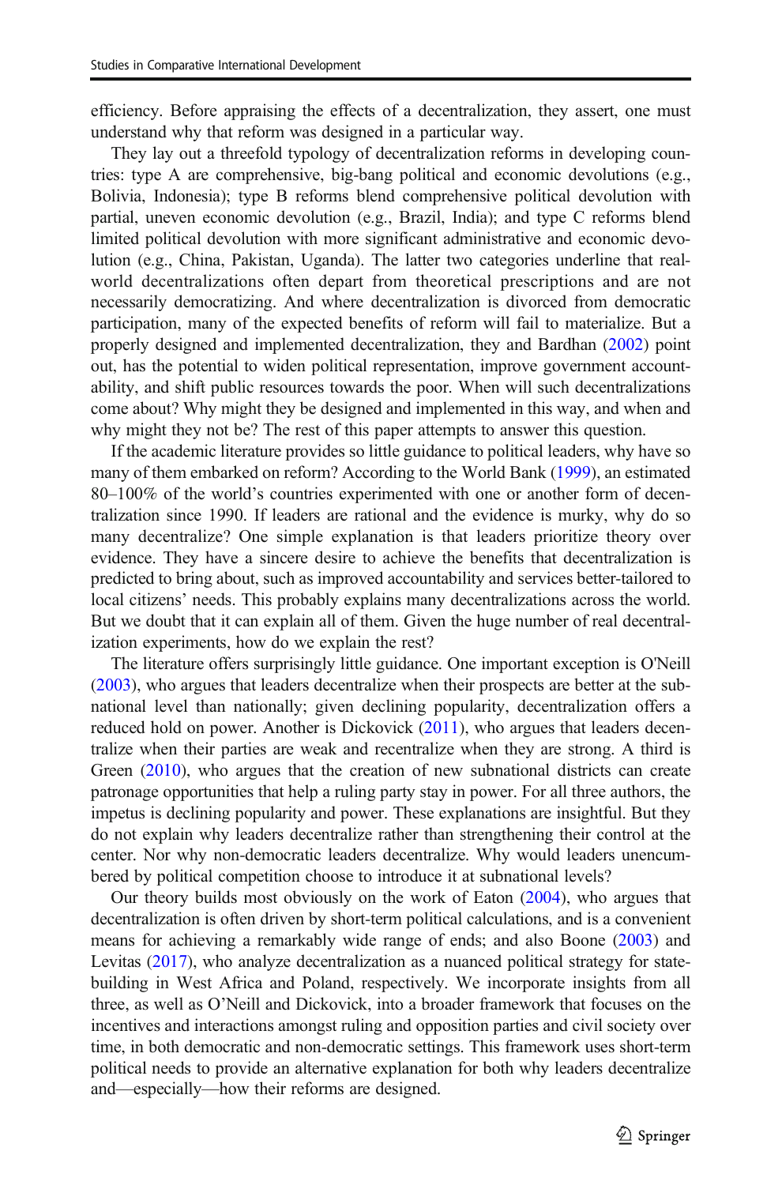efficiency. Before appraising the effects of a decentralization, they assert, one must understand why that reform was designed in a particular way.

They lay out a threefold typology of decentralization reforms in developing countries: type A are comprehensive, big-bang political and economic devolutions (e.g., Bolivia, Indonesia); type B reforms blend comprehensive political devolution with partial, uneven economic devolution (e.g., Brazil, India); and type C reforms blend limited political devolution with more significant administrative and economic devolution (e.g., China, Pakistan, Uganda). The latter two categories underline that real-world decentralizations often depart from theoretical prescriptions and are not necessarily democratizing. And where decentralization is divorced from democratic participation, many of the expected benefits of reform will fail to materialize. But a properly designed and implemented decentralization, they and Bardhan (2002) point out, has the potential to widen political representation, improve government accountability, and shift public resources towards the poor. When will such decentralizations come about? Why might they be designed and implemented in this way, and when and why might they not be? The rest of this paper attempts to answer this question.

If the academic literature provides so little guidance to political leaders, why have so many of them embarked on reform? According to the World Bank (1999), an estimated 80–100% of the world's countries experimented with one or another form of decentralization since 1990. If leaders are rational and the evidence is murky, why do so many decentralize? One simple explanation is that leaders prioritize theory over evidence. They have a sincere desire to achieve the benefits that decentralization is predicted to bring about, such as improved accountability and services better-tailored to local citizens' needs. This probably explains many decentralizations across the world. But we doubt that it can explain all of them. Given the huge number of real decentralization experiments, how do we explain the rest?

The literature offers surprisingly little guidance. One important exception is O'Neill (2003), who argues that leaders decentralize when their prospects are better at the subnational level than nationally; given declining popularity, decentralization offers a reduced hold on power. Another is Dickovick (2011), who argues that leaders decentralize when their parties are weak and recentralize when they are strong. A third is Green (2010), who argues that the creation of new subnational districts can create patronage opportunities that help a ruling party stay in power. For all three authors, the impetus is declining popularity and power. These explanations are insightful. But they do not explain why leaders decentralize rather than strengthening their control at the center. Nor why non-democratic leaders decentralize. Why would leaders unencumbered by political competition choose to introduce it at subnational levels?

Our theory builds most obviously on the work of Eaton (2004), who argues that decentralization is often driven by short-term political calculations, and is a convenient means for achieving a remarkably wide range of ends; and also Boone (2003) and Levitas (2017), who analyze decentralization as a nuanced political strategy for state-building in West Africa and Poland, respectively. We incorporate insights from all three, as well as O'Neill and Dickovick, into a broader framework that focuses on the incentives and interactions amongst ruling and opposition parties and civil society over time, in both democratic and non-democratic settings. This framework uses short-term political needs to provide an alternative explanation for both why leaders decentralize and—especially—how their reforms are designed.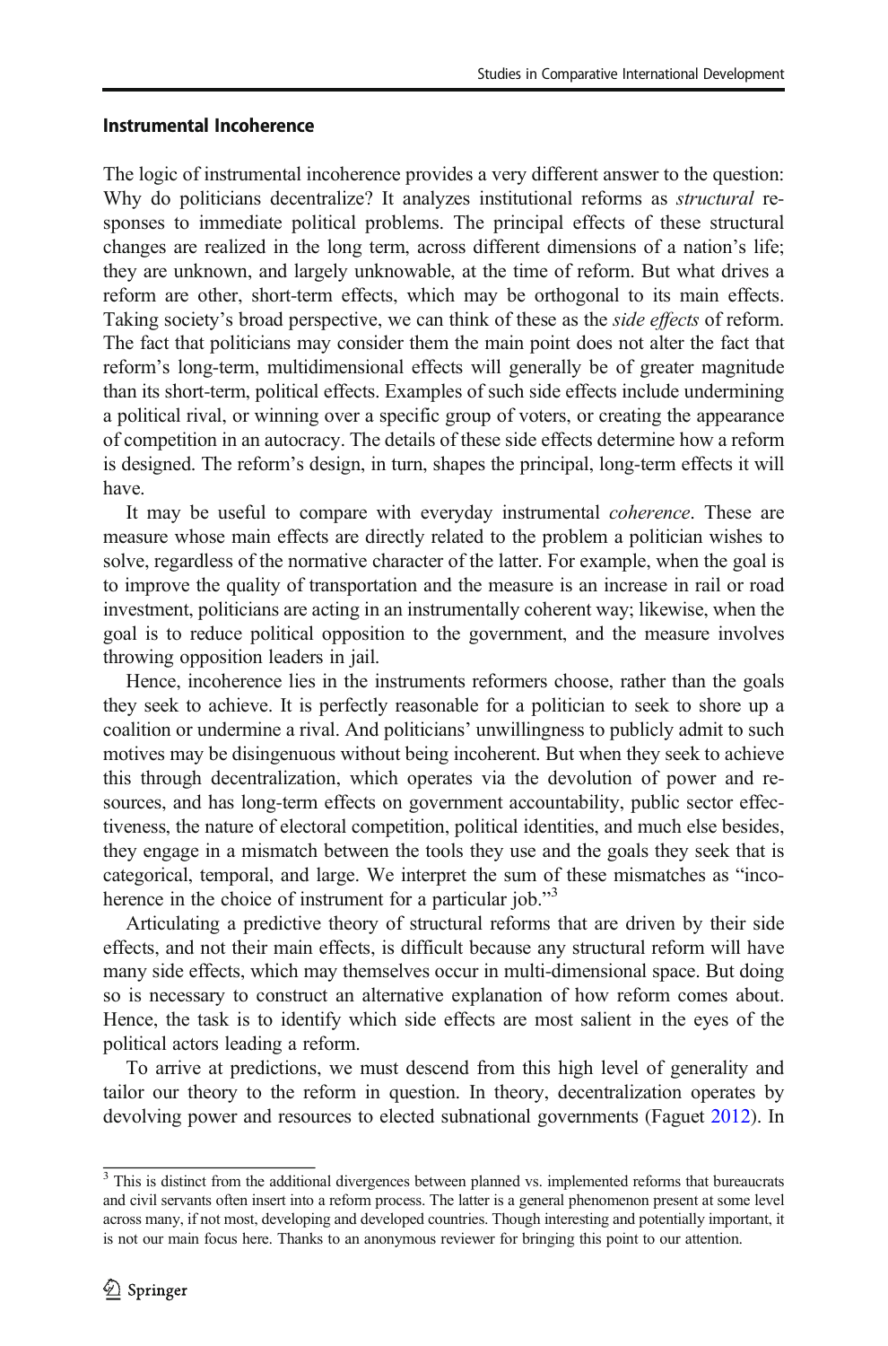### Instrumental Incoherence

The logic of instrumental incoherence provides a very different answer to the question: Why do politicians decentralize? It analyzes institutional reforms as *structural* responses to immediate political problems. The principal effects of these structural changes are realized in the long term, across different dimensions of a nation's life; they are unknown, and largely unknowable, at the time of reform. But what drives a reform are other, short-term effects, which may be orthogonal to its main effects. Taking society's broad perspective, we can think of these as the *side effects* of reform. The fact that politicians may consider them the main point does not alter the fact that reform's long-term, multidimensional effects will generally be of greater magnitude than its short-term, political effects. Examples of such side effects include undermining a political rival, or winning over a specific group of voters, or creating the appearance of competition in an autocracy. The details of these side effects determine how a reform is designed. The reform's design, in turn, shapes the principal, long-term effects it will have.

It may be useful to compare with everyday instrumental *coherence*. These are measure whose main effects are directly related to the problem a politician wishes to solve, regardless of the normative character of the latter. For example, when the goal is to improve the quality of transportation and the measure is an increase in rail or road investment, politicians are acting in an instrumentally coherent way; likewise, when the goal is to reduce political opposition to the government, and the measure involves throwing opposition leaders in jail.

Hence, incoherence lies in the instruments reformers choose, rather than the goals they seek to achieve. It is perfectly reasonable for a politician to seek to shore up a coalition or undermine a rival. And politicians' unwillingness to publicly admit to such motives may be disingenuous without being incoherent. But when they seek to achieve this through decentralization, which operates via the devolution of power and resources, and has long-term effects on government accountability, public sector effectiveness, the nature of electoral competition, political identities, and much else besides, they engage in a mismatch between the tools they use and the goals they seek that is categorical, temporal, and large. We interpret the sum of these mismatches as "incoherence in the choice of instrument for a particular job."[3]

Articulating a predictive theory of structural reforms that are driven by their side effects, and not their main effects, is difficult because any structural reform will have many side effects, which may themselves occur in multi-dimensional space. But doing so is necessary to construct an alternative explanation of how reform comes about. Hence, the task is to identify which side effects are most salient in the eyes of the political actors leading a reform.

To arrive at predictions, we must descend from this high level of generality and tailor our theory to the reform in question. In theory, decentralization operates by devolving power and resources to elected subnational governments (Faguet 2012). In

---

[3] This is distinct from the additional divergences between planned vs. implemented reforms that bureaucrats and civil servants often insert into a reform process. The latter is a general phenomenon present at some level across many, if not most, developing and developed countries. Though interesting and potentially important, it is not our main focus here. Thanks to an anonymous reviewer for bringing this point to our attention.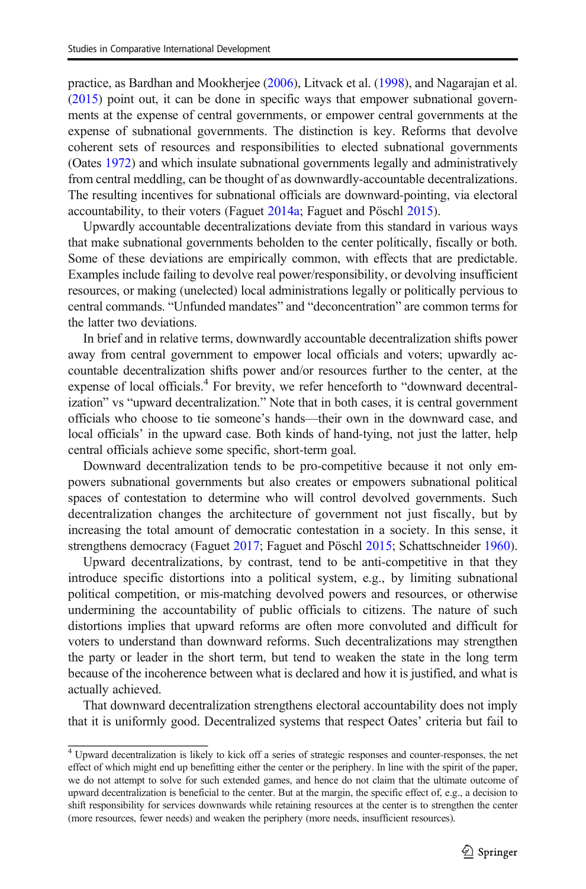practice, as Bardhan and Mookherjee (2006), Litvack et al. (1998), and Nagarajan et al. (2015) point out, it can be done in specific ways that empower subnational governments at the expense of central governments, or empower central governments at the expense of subnational governments. The distinction is key. Reforms that devolve coherent sets of resources and responsibilities to elected subnational governments (Oates 1972) and which insulate subnational governments legally and administratively from central meddling, can be thought of as downwardly-accountable decentralizations. The resulting incentives for subnational officials are downward-pointing, via electoral accountability, to their voters (Faguet 2014a; Faguet and Pöschl 2015).

Upwardly accountable decentralizations deviate from this standard in various ways that make subnational governments beholden to the center politically, fiscally or both. Some of these deviations are empirically common, with effects that are predictable. Examples include failing to devolve real power/responsibility, or devolving insufficient resources, or making (unelected) local administrations legally or politically pervious to central commands. "Unfunded mandates" and "deconcentration" are common terms for the latter two deviations.

In brief and in relative terms, downwardly accountable decentralization shifts power away from central government to empower local officials and voters; upwardly accountable decentralization shifts power and/or resources further to the center, at the expense of local officials.[4] For brevity, we refer henceforth to "downward decentralization" vs "upward decentralization." Note that in both cases, it is central government officials who choose to tie someone's hands—their own in the downward case, and local officials' in the upward case. Both kinds of hand-tying, not just the latter, help central officials achieve some specific, short-term goal.

Downward decentralization tends to be pro-competitive because it not only empowers subnational governments but also creates or empowers subnational political spaces of contestation to determine who will control devolved governments. Such decentralization changes the architecture of government not just fiscally, but by increasing the total amount of democratic contestation in a society. In this sense, it strengthens democracy (Faguet 2017; Faguet and Pöschl 2015; Schattschneider 1960).

Upward decentralizations, by contrast, tend to be anti-competitive in that they introduce specific distortions into a political system, e.g., by limiting subnational political competition, or mis-matching devolved powers and resources, or otherwise undermining the accountability of public officials to citizens. The nature of such distortions implies that upward reforms are often more convoluted and difficult for voters to understand than downward reforms. Such decentralizations may strengthen the party or leader in the short term, but tend to weaken the state in the long term because of the incoherence between what is declared and how it is justified, and what is actually achieved.

That downward decentralization strengthens electoral accountability does not imply that it is uniformly good. Decentralized systems that respect Oates' criteria but fail to

[4] Upward decentralization is likely to kick off a series of strategic responses and counter-responses, the net effect of which might end up benefitting either the center or the periphery. In line with the spirit of the paper, we do not attempt to solve for such extended games, and hence do not claim that the ultimate outcome of upward decentralization is beneficial to the center. But at the margin, the specific effect of, e.g., a decision to shift responsibility for services downwards while retaining resources at the center is to strengthen the center (more resources, fewer needs) and weaken the periphery (more needs, insufficient resources).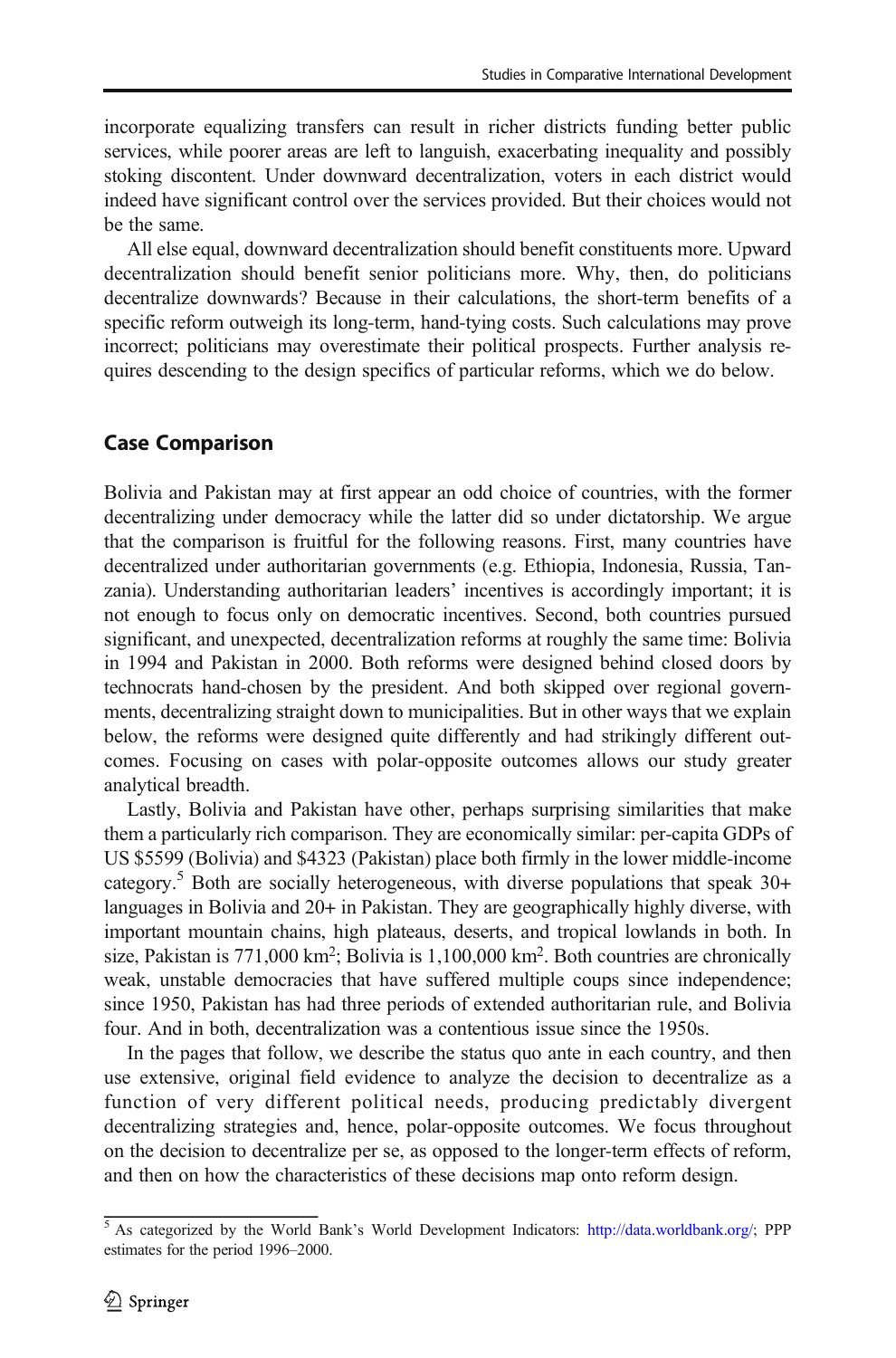incorporate equalizing transfers can result in richer districts funding better public services, while poorer areas are left to languish, exacerbating inequality and possibly stoking discontent. Under downward decentralization, voters in each district would indeed have significant control over the services provided. But their choices would not be the same.

All else equal, downward decentralization should benefit constituents more. Upward decentralization should benefit senior politicians more. Why, then, do politicians decentralize downwards? Because in their calculations, the short-term benefits of a specific reform outweigh its long-term, hand-tying costs. Such calculations may prove incorrect; politicians may overestimate their political prospects. Further analysis requires descending to the design specifics of particular reforms, which we do below.

## Case Comparison

Bolivia and Pakistan may at first appear an odd choice of countries, with the former decentralizing under democracy while the latter did so under dictatorship. We argue that the comparison is fruitful for the following reasons. First, many countries have decentralized under authoritarian governments (e.g. Ethiopia, Indonesia, Russia, Tanzania). Understanding authoritarian leaders' incentives is accordingly important; it is not enough to focus only on democratic incentives. Second, both countries pursued significant, and unexpected, decentralization reforms at roughly the same time: Bolivia in 1994 and Pakistan in 2000. Both reforms were designed behind closed doors by technocrats hand-chosen by the president. And both skipped over regional governments, decentralizing straight down to municipalities. But in other ways that we explain below, the reforms were designed quite differently and had strikingly different outcomes. Focusing on cases with polar-opposite outcomes allows our study greater analytical breadth.

Lastly, Bolivia and Pakistan have other, perhaps surprising similarities that make them a particularly rich comparison. They are economically similar: per-capita GDPs of US $5599 (Bolivia) and $4323 (Pakistan) place both firmly in the lower middle-income category.[5] Both are socially heterogeneous, with diverse populations that speak 30+ languages in Bolivia and 20+ in Pakistan. They are geographically highly diverse, with important mountain chains, high plateaus, deserts, and tropical lowlands in both. In size, Pakistan is 771,000 km$^2$; Bolivia is 1,100,000 km$^2$. Both countries are chronically weak, unstable democracies that have suffered multiple coups since independence; since 1950, Pakistan has had three periods of extended authoritarian rule, and Bolivia four. And in both, decentralization was a contentious issue since the 1950s.

In the pages that follow, we describe the status quo ante in each country, and then use extensive, original field evidence to analyze the decision to decentralize as a function of very different political needs, producing predictably divergent decentralizing strategies and, hence, polar-opposite outcomes. We focus throughout on the decision to decentralize per se, as opposed to the longer-term effects of reform, and then on how the characteristics of these decisions map onto reform design.

---

[5] As categorized by the World Bank's World Development Indicators: http://data.worldbank.org/; PPP estimates for the period 1996–2000.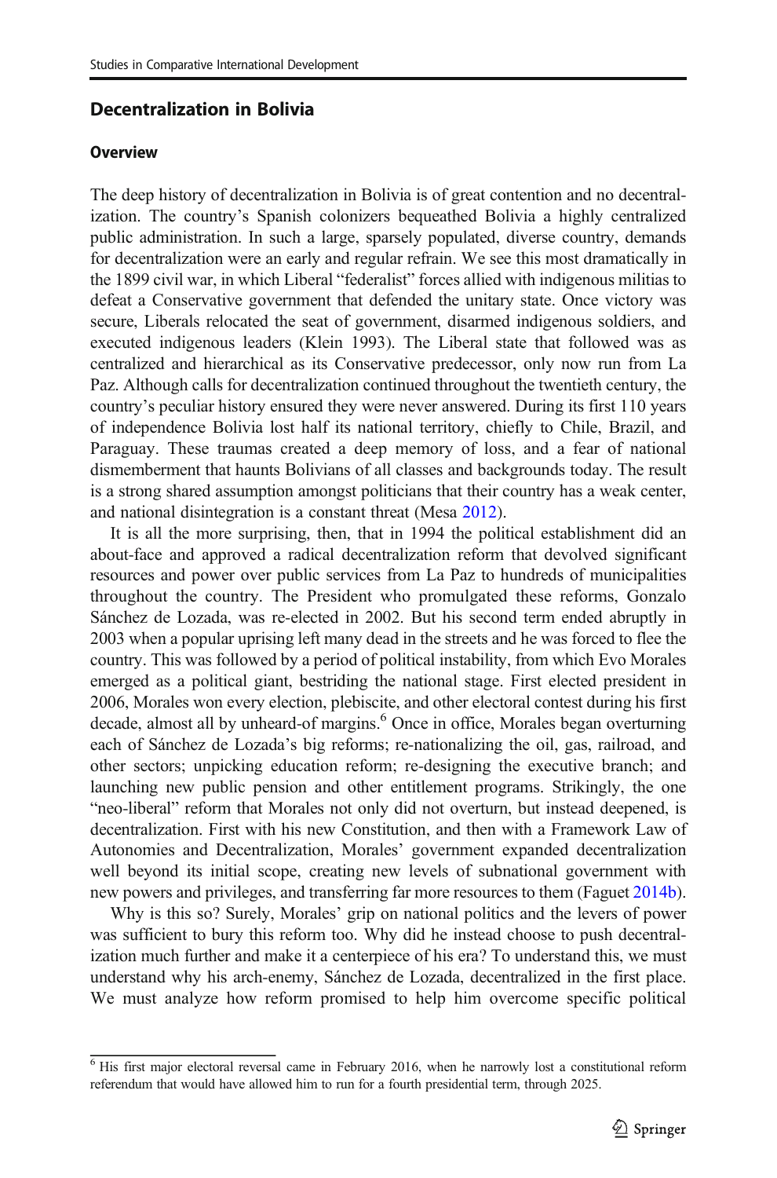## Decentralization in Bolivia

### Overview

The deep history of decentralization in Bolivia is of great contention and no decentralization. The country's Spanish colonizers bequeathed Bolivia a highly centralized public administration. In such a large, sparsely populated, diverse country, demands for decentralization were an early and regular refrain. We see this most dramatically in the 1899 civil war, in which Liberal "federalist" forces allied with indigenous militias to defeat a Conservative government that defended the unitary state. Once victory was secure, Liberals relocated the seat of government, disarmed indigenous soldiers, and executed indigenous leaders (Klein 1993). The Liberal state that followed was as centralized and hierarchical as its Conservative predecessor, only now run from La Paz. Although calls for decentralization continued throughout the twentieth century, the country's peculiar history ensured they were never answered. During its first 110 years of independence Bolivia lost half its national territory, chiefly to Chile, Brazil, and Paraguay. These traumas created a deep memory of loss, and a fear of national dismemberment that haunts Bolivians of all classes and backgrounds today. The result is a strong shared assumption amongst politicians that their country has a weak center, and national disintegration is a constant threat (Mesa 2012).

It is all the more surprising, then, that in 1994 the political establishment did an about-face and approved a radical decentralization reform that devolved significant resources and power over public services from La Paz to hundreds of municipalities throughout the country. The President who promulgated these reforms, Gonzalo Sánchez de Lozada, was re-elected in 2002. But his second term ended abruptly in 2003 when a popular uprising left many dead in the streets and he was forced to flee the country. This was followed by a period of political instability, from which Evo Morales emerged as a political giant, bestriding the national stage. First elected president in 2006, Morales won every election, plebiscite, and other electoral contest during his first decade, almost all by unheard-of margins.[6] Once in office, Morales began overturning each of Sánchez de Lozada's big reforms; re-nationalizing the oil, gas, railroad, and other sectors; unpicking education reform; re-designing the executive branch; and launching new public pension and other entitlement programs. Strikingly, the one "neo-liberal" reform that Morales not only did not overturn, but instead deepened, is decentralization. First with his new Constitution, and then with a Framework Law of Autonomies and Decentralization, Morales' government expanded decentralization well beyond its initial scope, creating new levels of subnational government with new powers and privileges, and transferring far more resources to them (Faguet 2014b).

Why is this so? Surely, Morales' grip on national politics and the levers of power was sufficient to bury this reform too. Why did he instead choose to push decentralization much further and make it a centerpiece of his era? To understand this, we must understand why his arch-enemy, Sánchez de Lozada, decentralized in the first place. We must analyze how reform promised to help him overcome specific political

---

[6] His first major electoral reversal came in February 2016, when he narrowly lost a constitutional reform referendum that would have allowed him to run for a fourth presidential term, through 2025.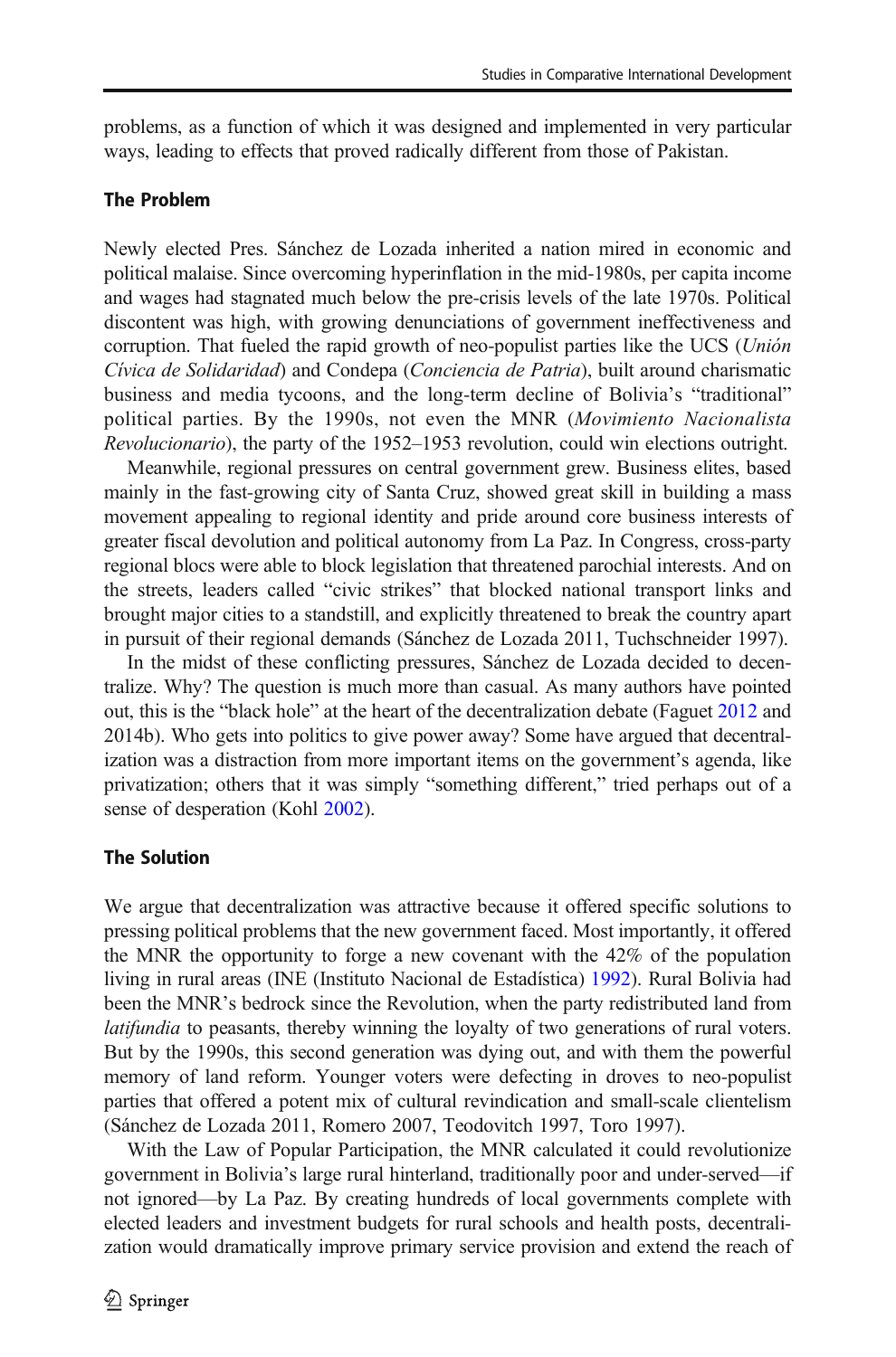problems, as a function of which it was designed and implemented in very particular ways, leading to effects that proved radically different from those of Pakistan.

### The Problem

Newly elected Pres. Sánchez de Lozada inherited a nation mired in economic and political malaise. Since overcoming hyperinflation in the mid-1980s, per capita income and wages had stagnated much below the pre-crisis levels of the late 1970s. Political discontent was high, with growing denunciations of government ineffectiveness and corruption. That fueled the rapid growth of neo-populist parties like the UCS (*Unión Cívica de Solidaridad*) and Condepa (*Conciencia de Patria*), built around charismatic business and media tycoons, and the long-term decline of Bolivia's "traditional" political parties. By the 1990s, not even the MNR (*Movimiento Nacionalista Revolucionario*), the party of the 1952–1953 revolution, could win elections outright.

Meanwhile, regional pressures on central government grew. Business elites, based mainly in the fast-growing city of Santa Cruz, showed great skill in building a mass movement appealing to regional identity and pride around core business interests of greater fiscal devolution and political autonomy from La Paz. In Congress, cross-party regional blocs were able to block legislation that threatened parochial interests. And on the streets, leaders called "civic strikes" that blocked national transport links and brought major cities to a standstill, and explicitly threatened to break the country apart in pursuit of their regional demands (Sánchez de Lozada 2011, Tuchschneider 1997).

In the midst of these conflicting pressures, Sánchez de Lozada decided to decentralize. Why? The question is much more than casual. As many authors have pointed out, this is the "black hole" at the heart of the decentralization debate (Faguet 2012 and 2014b). Who gets into politics to give power away? Some have argued that decentralization was a distraction from more important items on the government's agenda, like privatization; others that it was simply "something different," tried perhaps out of a sense of desperation (Kohl 2002).

### The Solution

We argue that decentralization was attractive because it offered specific solutions to pressing political problems that the new government faced. Most importantly, it offered the MNR the opportunity to forge a new covenant with the 42% of the population living in rural areas (INE (Instituto Nacional de Estadística) 1992). Rural Bolivia had been the MNR's bedrock since the Revolution, when the party redistributed land from *latifundia* to peasants, thereby winning the loyalty of two generations of rural voters. But by the 1990s, this second generation was dying out, and with them the powerful memory of land reform. Younger voters were defecting in droves to neo-populist parties that offered a potent mix of cultural revindication and small-scale clientelism (Sánchez de Lozada 2011, Romero 2007, Teodovitch 1997, Toro 1997).

With the Law of Popular Participation, the MNR calculated it could revolutionize government in Bolivia's large rural hinterland, traditionally poor and under-served—if not ignored—by La Paz. By creating hundreds of local governments complete with elected leaders and investment budgets for rural schools and health posts, decentralization would dramatically improve primary service provision and extend the reach of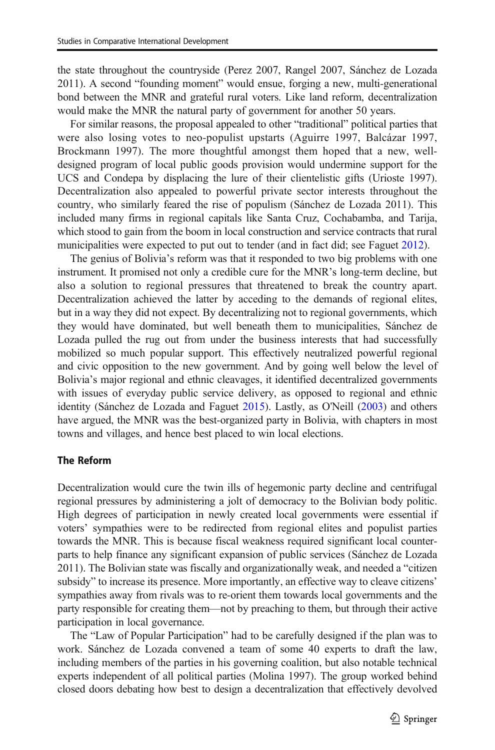the state throughout the countryside (Perez 2007, Rangel 2007, Sánchez de Lozada 2011). A second "founding moment" would ensue, forging a new, multi-generational bond between the MNR and grateful rural voters. Like land reform, decentralization would make the MNR the natural party of government for another 50 years.

For similar reasons, the proposal appealed to other "traditional" political parties that were also losing votes to neo-populist upstarts (Aguirre 1997, Balcázar 1997, Brockmann 1997). The more thoughtful amongst them hoped that a new, well-designed program of local public goods provision would undermine support for the UCS and Condepa by displacing the lure of their clientelistic gifts (Urioste 1997). Decentralization also appealed to powerful private sector interests throughout the country, who similarly feared the rise of populism (Sánchez de Lozada 2011). This included many firms in regional capitals like Santa Cruz, Cochabamba, and Tarija, which stood to gain from the boom in local construction and service contracts that rural municipalities were expected to put out to tender (and in fact did; see Faguet 2012).

The genius of Bolivia's reform was that it responded to two big problems with one instrument. It promised not only a credible cure for the MNR's long-term decline, but also a solution to regional pressures that threatened to break the country apart. Decentralization achieved the latter by acceding to the demands of regional elites, but in a way they did not expect. By decentralizing not to regional governments, which they would have dominated, but well beneath them to municipalities, Sánchez de Lozada pulled the rug out from under the business interests that had successfully mobilized so much popular support. This effectively neutralized powerful regional and civic opposition to the new government. And by going well below the level of Bolivia's major regional and ethnic cleavages, it identified decentralized governments with issues of everyday public service delivery, as opposed to regional and ethnic identity (Sánchez de Lozada and Faguet 2015). Lastly, as O'Neill (2003) and others have argued, the MNR was the best-organized party in Bolivia, with chapters in most towns and villages, and hence best placed to win local elections.

## The Reform

Decentralization would cure the twin ills of hegemonic party decline and centrifugal regional pressures by administering a jolt of democracy to the Bolivian body politic. High degrees of participation in newly created local governments were essential if voters' sympathies were to be redirected from regional elites and populist parties towards the MNR. This is because fiscal weakness required significant local counterparts to help finance any significant expansion of public services (Sánchez de Lozada 2011). The Bolivian state was fiscally and organizationally weak, and needed a "citizen subsidy" to increase its presence. More importantly, an effective way to cleave citizens' sympathies away from rivals was to re-orient them towards local governments and the party responsible for creating them—not by preaching to them, but through their active participation in local governance.

The "Law of Popular Participation" had to be carefully designed if the plan was to work. Sánchez de Lozada convened a team of some 40 experts to draft the law, including members of the parties in his governing coalition, but also notable technical experts independent of all political parties (Molina 1997). The group worked behind closed doors debating how best to design a decentralization that effectively devolved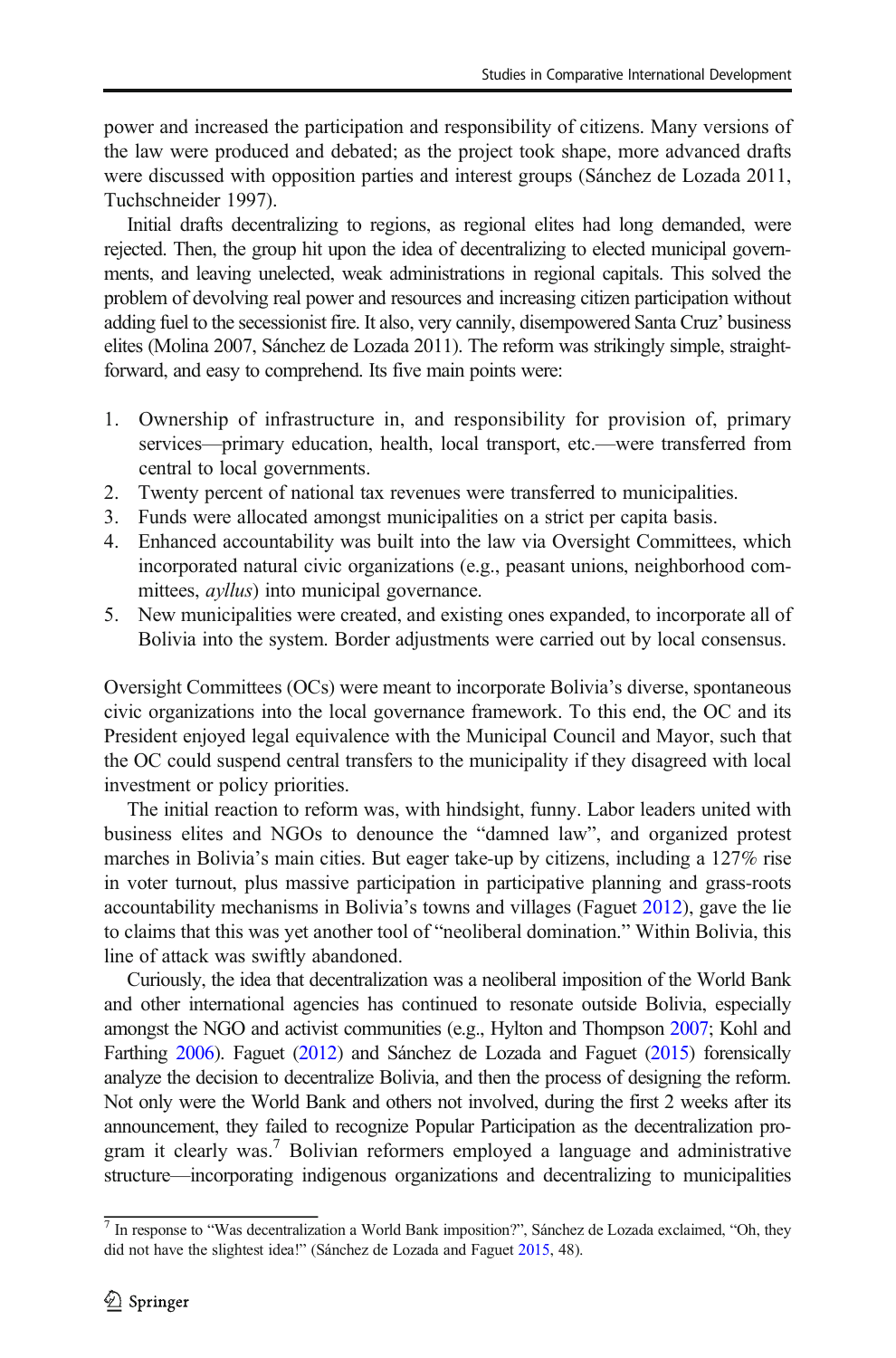power and increased the participation and responsibility of citizens. Many versions of the law were produced and debated; as the project took shape, more advanced drafts were discussed with opposition parties and interest groups (Sánchez de Lozada 2011, Tuchschneider 1997).

Initial drafts decentralizing to regions, as regional elites had long demanded, were rejected. Then, the group hit upon the idea of decentralizing to elected municipal governments, and leaving unelected, weak administrations in regional capitals. This solved the problem of devolving real power and resources and increasing citizen participation without adding fuel to the secessionist fire. It also, very cannily, disempowered Santa Cruz' business elites (Molina 2007, Sánchez de Lozada 2011). The reform was strikingly simple, straightforward, and easy to comprehend. Its five main points were:

1. Ownership of infrastructure in, and responsibility for provision of, primary services—primary education, health, local transport, etc.—were transferred from central to local governments.
2. Twenty percent of national tax revenues were transferred to municipalities.
3. Funds were allocated amongst municipalities on a strict per capita basis.
4. Enhanced accountability was built into the law via Oversight Committees, which incorporated natural civic organizations (e.g., peasant unions, neighborhood committees, *ayllus*) into municipal governance.
5. New municipalities were created, and existing ones expanded, to incorporate all of Bolivia into the system. Border adjustments were carried out by local consensus.

Oversight Committees (OCs) were meant to incorporate Bolivia's diverse, spontaneous civic organizations into the local governance framework. To this end, the OC and its President enjoyed legal equivalence with the Municipal Council and Mayor, such that the OC could suspend central transfers to the municipality if they disagreed with local investment or policy priorities.

The initial reaction to reform was, with hindsight, funny. Labor leaders united with business elites and NGOs to denounce the "damned law", and organized protest marches in Bolivia's main cities. But eager take-up by citizens, including a 127% rise in voter turnout, plus massive participation in participative planning and grass-roots accountability mechanisms in Bolivia's towns and villages (Faguet 2012), gave the lie to claims that this was yet another tool of "neoliberal domination." Within Bolivia, this line of attack was swiftly abandoned.

Curiously, the idea that decentralization was a neoliberal imposition of the World Bank and other international agencies has continued to resonate outside Bolivia, especially amongst the NGO and activist communities (e.g., Hylton and Thompson 2007; Kohl and Farthing 2006). Faguet (2012) and Sánchez de Lozada and Faguet (2015) forensically analyze the decision to decentralize Bolivia, and then the process of designing the reform. Not only were the World Bank and others not involved, during the first 2 weeks after its announcement, they failed to recognize Popular Participation as the decentralization program it clearly was.[7] Bolivian reformers employed a language and administrative structure—incorporating indigenous organizations and decentralizing to municipalities

[7] In response to "Was decentralization a World Bank imposition?", Sánchez de Lozada exclaimed, "Oh, they did not have the slightest idea!" (Sánchez de Lozada and Faguet 2015, 48).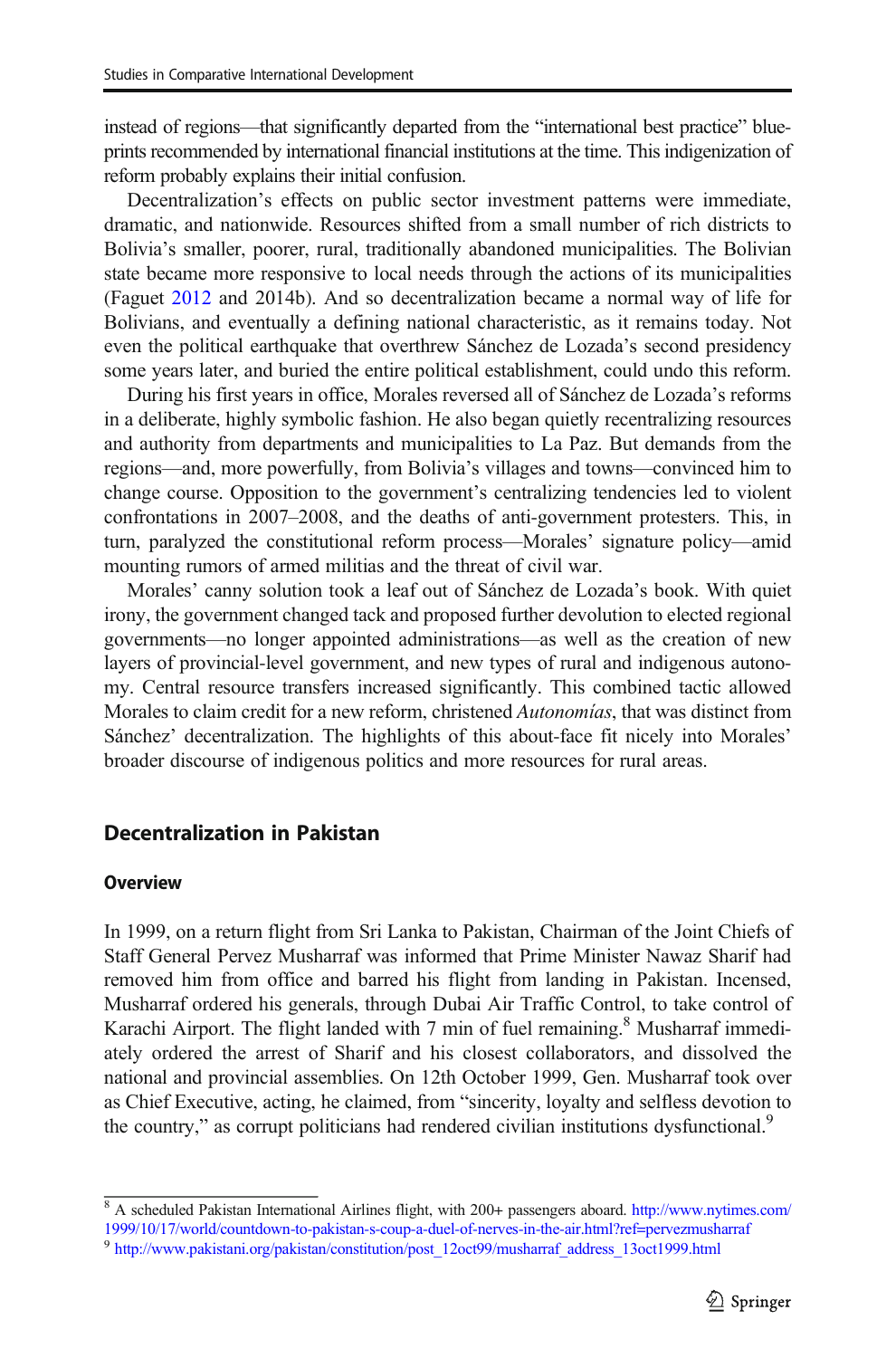instead of regions—that significantly departed from the "international best practice" blueprints recommended by international financial institutions at the time. This indigenization of reform probably explains their initial confusion.

Decentralization's effects on public sector investment patterns were immediate, dramatic, and nationwide. Resources shifted from a small number of rich districts to Bolivia's smaller, poorer, rural, traditionally abandoned municipalities. The Bolivian state became more responsive to local needs through the actions of its municipalities (Faguet 2012 and 2014b). And so decentralization became a normal way of life for Bolivians, and eventually a defining national characteristic, as it remains today. Not even the political earthquake that overthrew Sánchez de Lozada's second presidency some years later, and buried the entire political establishment, could undo this reform.

During his first years in office, Morales reversed all of Sánchez de Lozada's reforms in a deliberate, highly symbolic fashion. He also began quietly recentralizing resources and authority from departments and municipalities to La Paz. But demands from the regions—and, more powerfully, from Bolivia's villages and towns—convinced him to change course. Opposition to the government's centralizing tendencies led to violent confrontations in 2007–2008, and the deaths of anti-government protesters. This, in turn, paralyzed the constitutional reform process—Morales' signature policy—amid mounting rumors of armed militias and the threat of civil war.

Morales' canny solution took a leaf out of Sánchez de Lozada's book. With quiet irony, the government changed tack and proposed further devolution to elected regional governments—no longer appointed administrations—as well as the creation of new layers of provincial-level government, and new types of rural and indigenous autonomy. Central resource transfers increased significantly. This combined tactic allowed Morales to claim credit for a new reform, christened *Autonomías*, that was distinct from Sánchez' decentralization. The highlights of this about-face fit nicely into Morales' broader discourse of indigenous politics and more resources for rural areas.

## Decentralization in Pakistan

### Overview

In 1999, on a return flight from Sri Lanka to Pakistan, Chairman of the Joint Chiefs of Staff General Pervez Musharraf was informed that Prime Minister Nawaz Sharif had removed him from office and barred his flight from landing in Pakistan. Incensed, Musharraf ordered his generals, through Dubai Air Traffic Control, to take control of Karachi Airport. The flight landed with 7 min of fuel remaining.[8] Musharraf immediately ordered the arrest of Sharif and his closest collaborators, and dissolved the national and provincial assemblies. On 12th October 1999, Gen. Musharraf took over as Chief Executive, acting, he claimed, from "sincerity, loyalty and selfless devotion to the country," as corrupt politicians had rendered civilian institutions dysfunctional.[9]

[8] A scheduled Pakistan International Airlines flight, with 200+ passengers aboard. http://www.nytimes.com/1999/10/17/world/countdown-to-pakistan-s-coup-a-duel-of-nerves-in-the-air.html?ref=pervezmusharraf

[9] http://www.pakistani.org/pakistan/constitution/post_12oct99/musharraf_address_13oct1999.html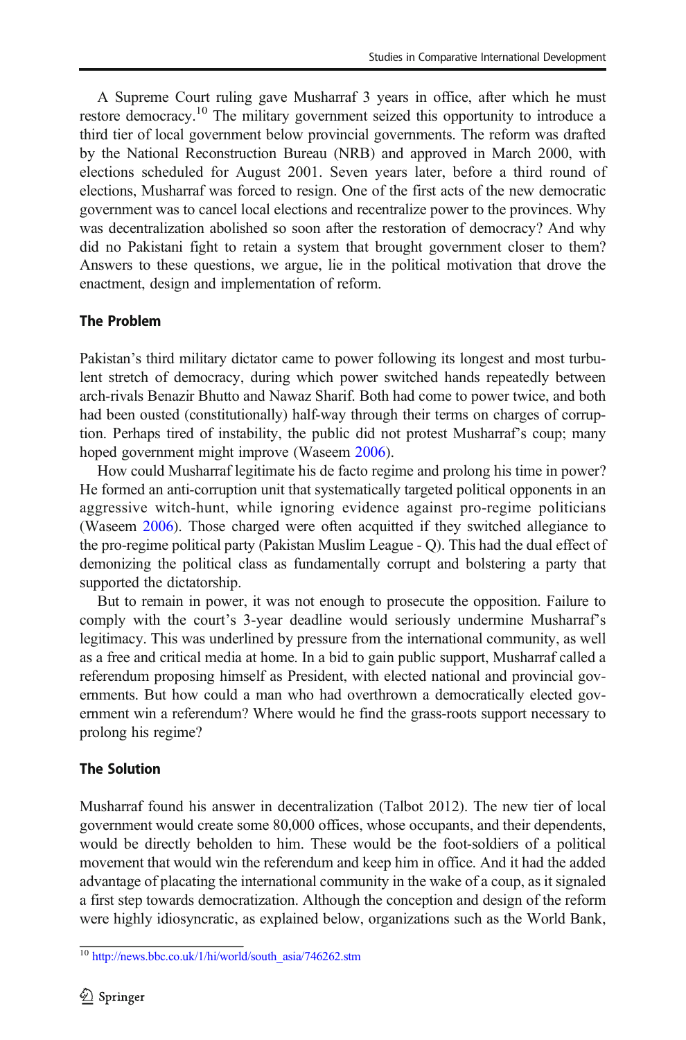A Supreme Court ruling gave Musharraf 3 years in office, after which he must restore democracy.[10] The military government seized this opportunity to introduce a third tier of local government below provincial governments. The reform was drafted by the National Reconstruction Bureau (NRB) and approved in March 2000, with elections scheduled for August 2001. Seven years later, before a third round of elections, Musharraf was forced to resign. One of the first acts of the new democratic government was to cancel local elections and recentralize power to the provinces. Why was decentralization abolished so soon after the restoration of democracy? And why did no Pakistani fight to retain a system that brought government closer to them? Answers to these questions, we argue, lie in the political motivation that drove the enactment, design and implementation of reform.

### The Problem

Pakistan's third military dictator came to power following its longest and most turbulent stretch of democracy, during which power switched hands repeatedly between arch-rivals Benazir Bhutto and Nawaz Sharif. Both had come to power twice, and both had been ousted (constitutionally) half-way through their terms on charges of corruption. Perhaps tired of instability, the public did not protest Musharraf's coup; many hoped government might improve (Waseem 2006).

How could Musharraf legitimate his de facto regime and prolong his time in power? He formed an anti-corruption unit that systematically targeted political opponents in an aggressive witch-hunt, while ignoring evidence against pro-regime politicians (Waseem 2006). Those charged were often acquitted if they switched allegiance to the pro-regime political party (Pakistan Muslim League - Q). This had the dual effect of demonizing the political class as fundamentally corrupt and bolstering a party that supported the dictatorship.

But to remain in power, it was not enough to prosecute the opposition. Failure to comply with the court's 3-year deadline would seriously undermine Musharraf's legitimacy. This was underlined by pressure from the international community, as well as a free and critical media at home. In a bid to gain public support, Musharraf called a referendum proposing himself as President, with elected national and provincial governments. But how could a man who had overthrown a democratically elected government win a referendum? Where would he find the grass-roots support necessary to prolong his regime?

### The Solution

Musharraf found his answer in decentralization (Talbot 2012). The new tier of local government would create some 80,000 offices, whose occupants, and their dependents, would be directly beholden to him. These would be the foot-soldiers of a political movement that would win the referendum and keep him in office. And it had the added advantage of placating the international community in the wake of a coup, as it signaled a first step towards democratization. Although the conception and design of the reform were highly idiosyncratic, as explained below, organizations such as the World Bank,

[10] http://news.bbc.co.uk/1/hi/world/south_asia/746262.stm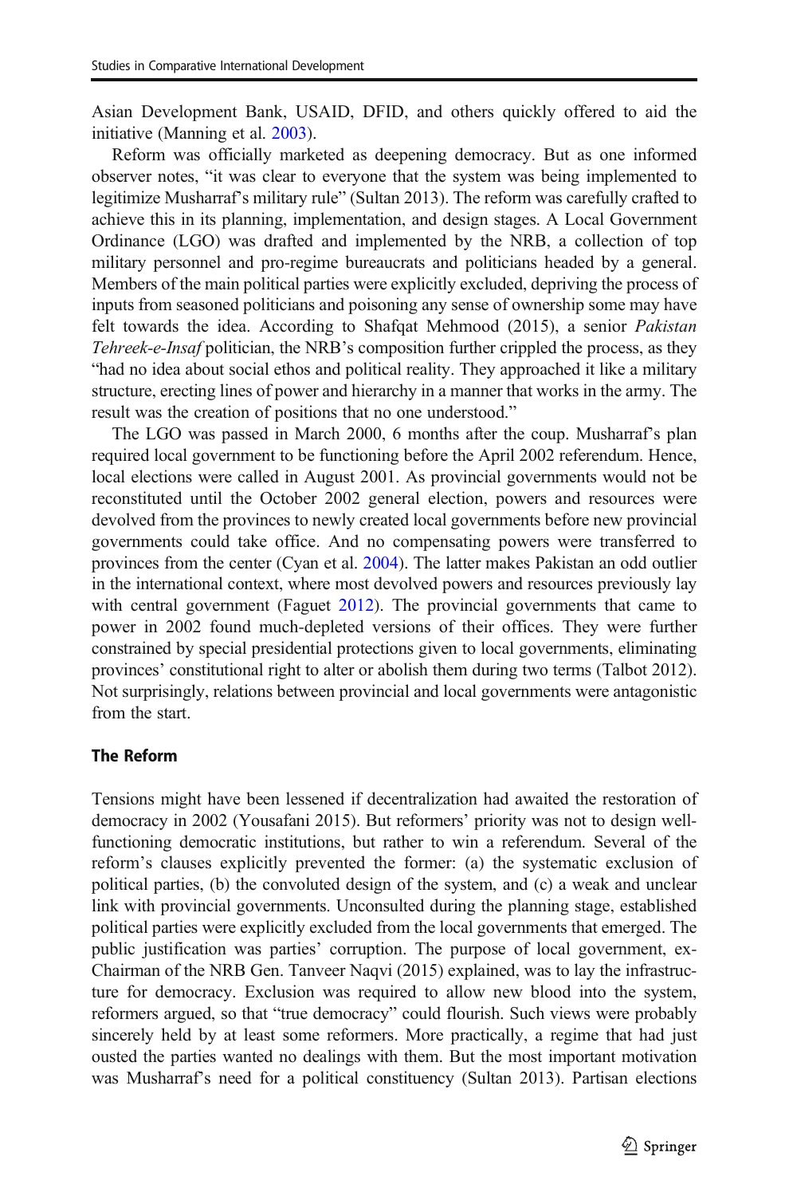Asian Development Bank, USAID, DFID, and others quickly offered to aid the initiative (Manning et al. 2003).

Reform was officially marketed as deepening democracy. But as one informed observer notes, "it was clear to everyone that the system was being implemented to legitimize Musharraf's military rule" (Sultan 2013). The reform was carefully crafted to achieve this in its planning, implementation, and design stages. A Local Government Ordinance (LGO) was drafted and implemented by the NRB, a collection of top military personnel and pro-regime bureaucrats and politicians headed by a general. Members of the main political parties were explicitly excluded, depriving the process of inputs from seasoned politicians and poisoning any sense of ownership some may have felt towards the idea. According to Shafqat Mehmood (2015), a senior *Pakistan Tehreek-e-Insaf* politician, the NRB's composition further crippled the process, as they "had no idea about social ethos and political reality. They approached it like a military structure, erecting lines of power and hierarchy in a manner that works in the army. The result was the creation of positions that no one understood."

The LGO was passed in March 2000, 6 months after the coup. Musharraf's plan required local government to be functioning before the April 2002 referendum. Hence, local elections were called in August 2001. As provincial governments would not be reconstituted until the October 2002 general election, powers and resources were devolved from the provinces to newly created local governments before new provincial governments could take office. And no compensating powers were transferred to provinces from the center (Cyan et al. 2004). The latter makes Pakistan an odd outlier in the international context, where most devolved powers and resources previously lay with central government (Faguet 2012). The provincial governments that came to power in 2002 found much-depleted versions of their offices. They were further constrained by special presidential protections given to local governments, eliminating provinces' constitutional right to alter or abolish them during two terms (Talbot 2012). Not surprisingly, relations between provincial and local governments were antagonistic from the start.

### The Reform

Tensions might have been lessened if decentralization had awaited the restoration of democracy in 2002 (Yousafani 2015). But reformers' priority was not to design well-functioning democratic institutions, but rather to win a referendum. Several of the reform's clauses explicitly prevented the former: (a) the systematic exclusion of political parties, (b) the convoluted design of the system, and (c) a weak and unclear link with provincial governments. Unconsulted during the planning stage, established political parties were explicitly excluded from the local governments that emerged. The public justification was parties' corruption. The purpose of local government, ex-Chairman of the NRB Gen. Tanveer Naqvi (2015) explained, was to lay the infrastructure for democracy. Exclusion was required to allow new blood into the system, reformers argued, so that "true democracy" could flourish. Such views were probably sincerely held by at least some reformers. More practically, a regime that had just ousted the parties wanted no dealings with them. But the most important motivation was Musharraf's need for a political constituency (Sultan 2013). Partisan elections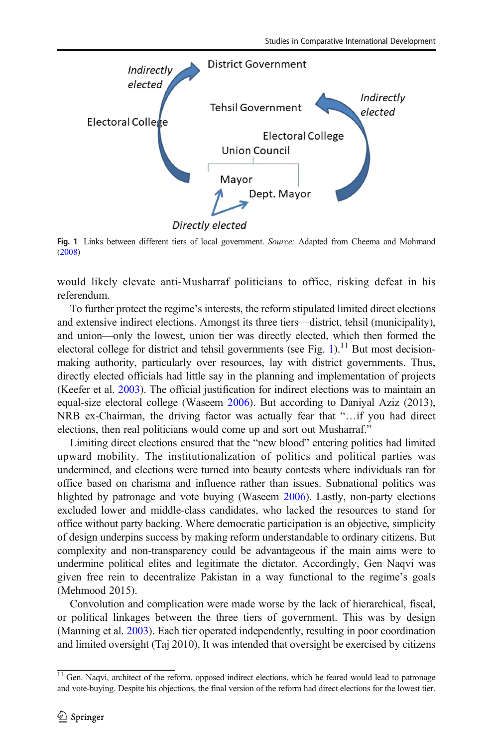Indirectly elected

District Government

Tehsil Government

Indirectly elected

Electoral College

Electoral College

Union Council

Mayor

Dept. Mayor

Directly elected

**Fig. 1** Links between different tiers of local government. *Source:* Adapted from Cheema and Mohmand (2008)

would likely elevate anti-Musharraf politicians to office, risking defeat in his referendum.

To further protect the regime's interests, the reform stipulated limited direct elections and extensive indirect elections. Amongst its three tiers—district, tehsil (municipality), and union—only the lowest, union tier was directly elected, which then formed the electoral college for district and tehsil governments (see Fig. 1).[11] But most decision-making authority, particularly over resources, lay with district governments. Thus, directly elected officials had little say in the planning and implementation of projects (Keefer et al. 2003). The official justification for indirect elections was to maintain an equal-size electoral college (Waseem 2006). But according to Daniyal Aziz (2013), NRB ex-Chairman, the driving factor was actually fear that "…if you had direct elections, then real politicians would come up and sort out Musharraf."

Limiting direct elections ensured that the "new blood" entering politics had limited upward mobility. The institutionalization of politics and political parties was undermined, and elections were turned into beauty contests where individuals ran for office based on charisma and influence rather than issues. Subnational politics was blighted by patronage and vote buying (Waseem 2006). Lastly, non-party elections excluded lower and middle-class candidates, who lacked the resources to stand for office without party backing. Where democratic participation is an objective, simplicity of design underpins success by making reform understandable to ordinary citizens. But complexity and non-transparency could be advantageous if the main aims were to undermine political elites and legitimate the dictator. Accordingly, Gen Naqvi was given free rein to decentralize Pakistan in a way functional to the regime's goals (Mehmood 2015).

Convolution and complication were made worse by the lack of hierarchical, fiscal, or political linkages between the three tiers of government. This was by design (Manning et al. 2003). Each tier operated independently, resulting in poor coordination and limited oversight (Taj 2010). It was intended that oversight be exercised by citizens

[11] Gen. Naqvi, architect of the reform, opposed indirect elections, which he feared would lead to patronage and vote-buying. Despite his objections, the final version of the reform had direct elections for the lowest tier.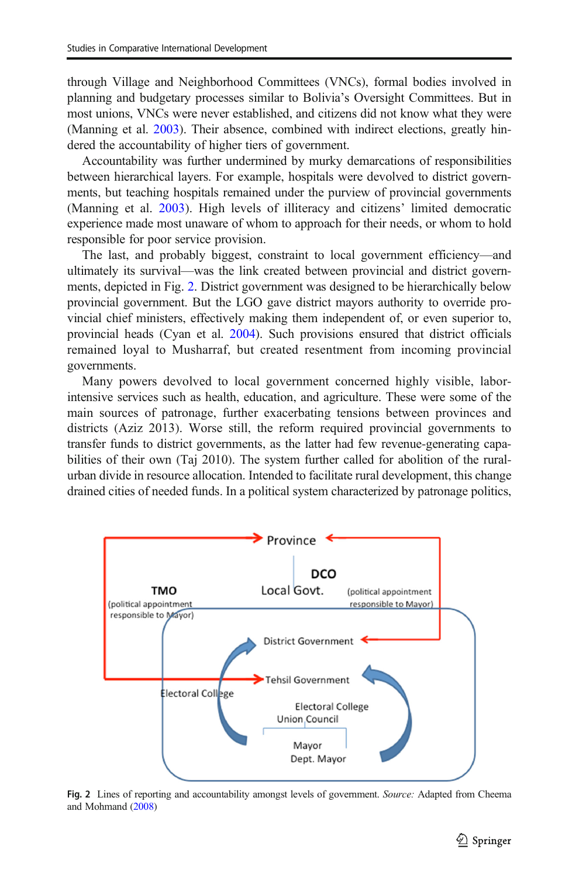through Village and Neighborhood Committees (VNCs), formal bodies involved in planning and budgetary processes similar to Bolivia's Oversight Committees. But in most unions, VNCs were never established, and citizens did not know what they were (Manning et al. 2003). Their absence, combined with indirect elections, greatly hindered the accountability of higher tiers of government.

Accountability was further undermined by murky demarcations of responsibilities between hierarchical layers. For example, hospitals were devolved to district governments, but teaching hospitals remained under the purview of provincial governments (Manning et al. 2003). High levels of illiteracy and citizens' limited democratic experience made most unaware of whom to approach for their needs, or whom to hold responsible for poor service provision.

The last, and probably biggest, constraint to local government efficiency—and ultimately its survival—was the link created between provincial and district governments, depicted in Fig. 2. District government was designed to be hierarchically below provincial government. But the LGO gave district mayors authority to override provincial chief ministers, effectively making them independent of, or even superior to, provincial heads (Cyan et al. 2004). Such provisions ensured that district officials remained loyal to Musharraf, but created resentment from incoming provincial governments.

Many powers devolved to local government concerned highly visible, labor-intensive services such as health, education, and agriculture. These were some of the main sources of patronage, further exacerbating tensions between provinces and districts (Aziz 2013). Worse still, the reform required provincial governments to transfer funds to district governments, as the latter had few revenue-generating capabilities of their own (Taj 2010). The system further called for abolition of the rural-urban divide in resource allocation. Intended to facilitate rural development, this change drained cities of needed funds. In a political system characterized by patronage politics,

**Fig. 2** Lines of reporting and accountability amongst levels of government. *Source:* Adapted from Cheema and Mohmand (2008)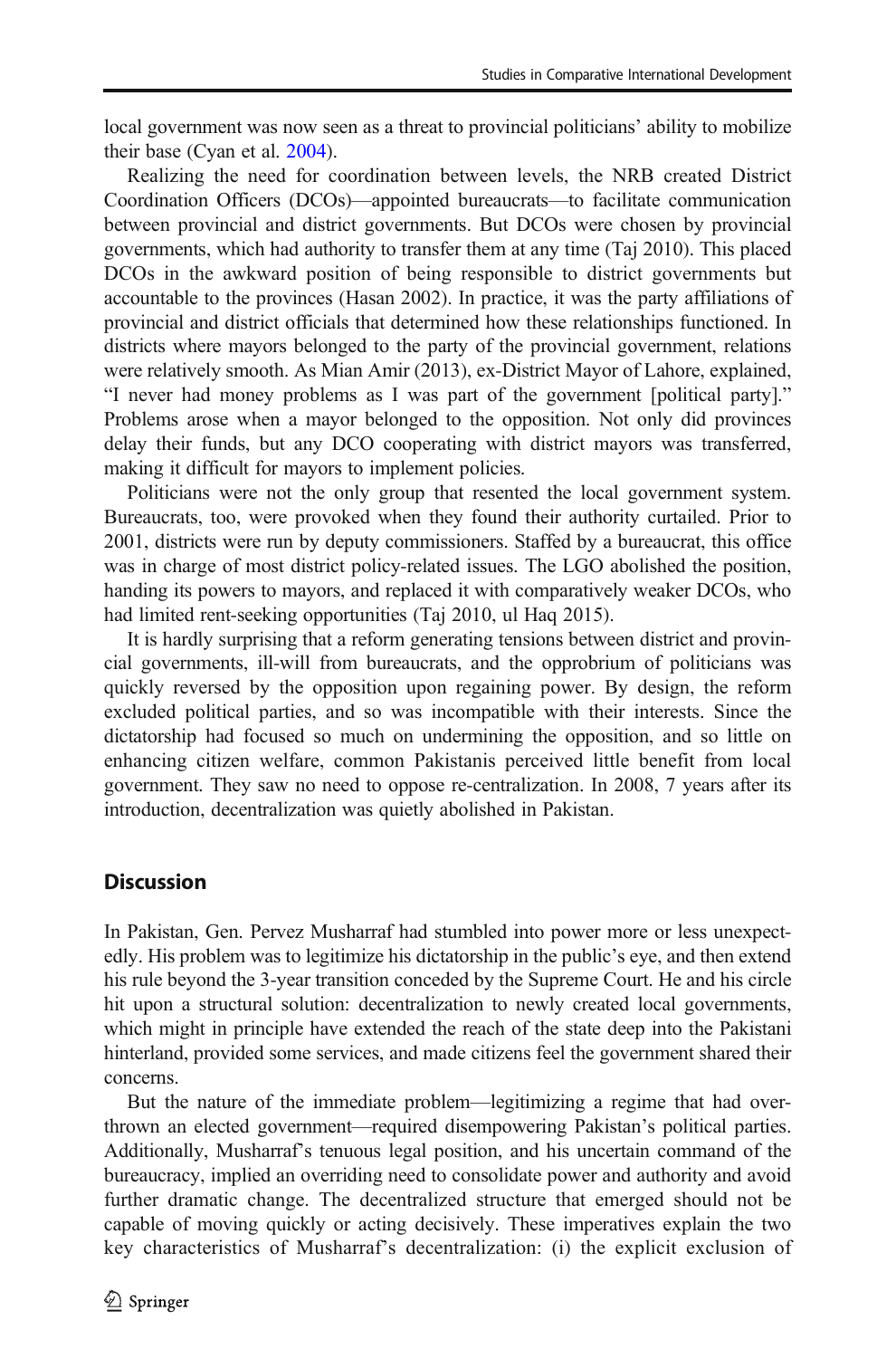local government was now seen as a threat to provincial politicians' ability to mobilize their base (Cyan et al. 2004).

Realizing the need for coordination between levels, the NRB created District Coordination Officers (DCOs)—appointed bureaucrats—to facilitate communication between provincial and district governments. But DCOs were chosen by provincial governments, which had authority to transfer them at any time (Taj 2010). This placed DCOs in the awkward position of being responsible to district governments but accountable to the provinces (Hasan 2002). In practice, it was the party affiliations of provincial and district officials that determined how these relationships functioned. In districts where mayors belonged to the party of the provincial government, relations were relatively smooth. As Mian Amir (2013), ex-District Mayor of Lahore, explained, "I never had money problems as I was part of the government [political party]." Problems arose when a mayor belonged to the opposition. Not only did provinces delay their funds, but any DCO cooperating with district mayors was transferred, making it difficult for mayors to implement policies.

Politicians were not the only group that resented the local government system. Bureaucrats, too, were provoked when they found their authority curtailed. Prior to 2001, districts were run by deputy commissioners. Staffed by a bureaucrat, this office was in charge of most district policy-related issues. The LGO abolished the position, handing its powers to mayors, and replaced it with comparatively weaker DCOs, who had limited rent-seeking opportunities (Taj 2010, ul Haq 2015).

It is hardly surprising that a reform generating tensions between district and provincial governments, ill-will from bureaucrats, and the opprobrium of politicians was quickly reversed by the opposition upon regaining power. By design, the reform excluded political parties, and so was incompatible with their interests. Since the dictatorship had focused so much on undermining the opposition, and so little on enhancing citizen welfare, common Pakistanis perceived little benefit from local government. They saw no need to oppose re-centralization. In 2008, 7 years after its introduction, decentralization was quietly abolished in Pakistan.

## Discussion

In Pakistan, Gen. Pervez Musharraf had stumbled into power more or less unexpectedly. His problem was to legitimize his dictatorship in the public's eye, and then extend his rule beyond the 3-year transition conceded by the Supreme Court. He and his circle hit upon a structural solution: decentralization to newly created local governments, which might in principle have extended the reach of the state deep into the Pakistani hinterland, provided some services, and made citizens feel the government shared their concerns.

But the nature of the immediate problem—legitimizing a regime that had overthrown an elected government—required disempowering Pakistan's political parties. Additionally, Musharraf's tenuous legal position, and his uncertain command of the bureaucracy, implied an overriding need to consolidate power and authority and avoid further dramatic change. The decentralized structure that emerged should not be capable of moving quickly or acting decisively. These imperatives explain the two key characteristics of Musharraf's decentralization: (i) the explicit exclusion of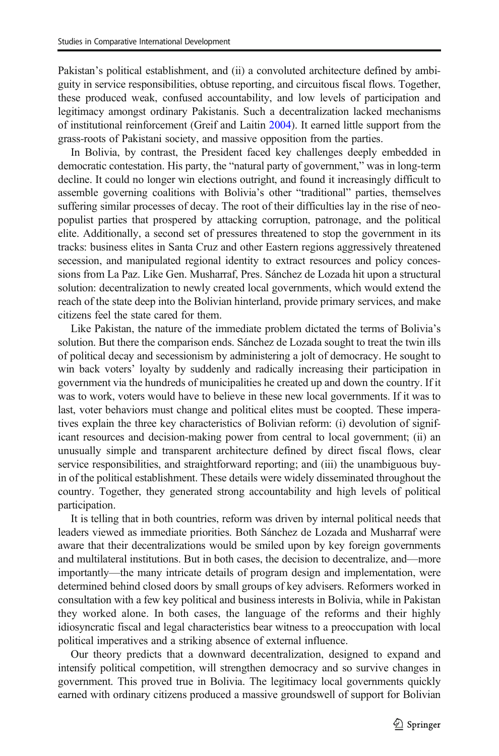Pakistan's political establishment, and (ii) a convoluted architecture defined by ambiguity in service responsibilities, obtuse reporting, and circuitous fiscal flows. Together, these produced weak, confused accountability, and low levels of participation and legitimacy amongst ordinary Pakistanis. Such a decentralization lacked mechanisms of institutional reinforcement (Greif and Laitin 2004). It earned little support from the grass-roots of Pakistani society, and massive opposition from the parties.

In Bolivia, by contrast, the President faced key challenges deeply embedded in democratic contestation. His party, the "natural party of government," was in long-term decline. It could no longer win elections outright, and found it increasingly difficult to assemble governing coalitions with Bolivia's other "traditional" parties, themselves suffering similar processes of decay. The root of their difficulties lay in the rise of neo-populist parties that prospered by attacking corruption, patronage, and the political elite. Additionally, a second set of pressures threatened to stop the government in its tracks: business elites in Santa Cruz and other Eastern regions aggressively threatened secession, and manipulated regional identity to extract resources and policy concessions from La Paz. Like Gen. Musharraf, Pres. Sánchez de Lozada hit upon a structural solution: decentralization to newly created local governments, which would extend the reach of the state deep into the Bolivian hinterland, provide primary services, and make citizens feel the state cared for them.

Like Pakistan, the nature of the immediate problem dictated the terms of Bolivia's solution. But there the comparison ends. Sánchez de Lozada sought to treat the twin ills of political decay and secessionism by administering a jolt of democracy. He sought to win back voters' loyalty by suddenly and radically increasing their participation in government via the hundreds of municipalities he created up and down the country. If it was to work, voters would have to believe in these new local governments. If it was to last, voter behaviors must change and political elites must be coopted. These imperatives explain the three key characteristics of Bolivian reform: (i) devolution of significant resources and decision-making power from central to local government; (ii) an unusually simple and transparent architecture defined by direct fiscal flows, clear service responsibilities, and straightforward reporting; and (iii) the unambiguous buy-in of the political establishment. These details were widely disseminated throughout the country. Together, they generated strong accountability and high levels of political participation.

It is telling that in both countries, reform was driven by internal political needs that leaders viewed as immediate priorities. Both Sánchez de Lozada and Musharraf were aware that their decentralizations would be smiled upon by key foreign governments and multilateral institutions. But in both cases, the decision to decentralize, and—more importantly—the many intricate details of program design and implementation, were determined behind closed doors by small groups of key advisers. Reformers worked in consultation with a few key political and business interests in Bolivia, while in Pakistan they worked alone. In both cases, the language of the reforms and their highly idiosyncratic fiscal and legal characteristics bear witness to a preoccupation with local political imperatives and a striking absence of external influence.

Our theory predicts that a downward decentralization, designed to expand and intensify political competition, will strengthen democracy and so survive changes in government. This proved true in Bolivia. The legitimacy local governments quickly earned with ordinary citizens produced a massive groundswell of support for Bolivian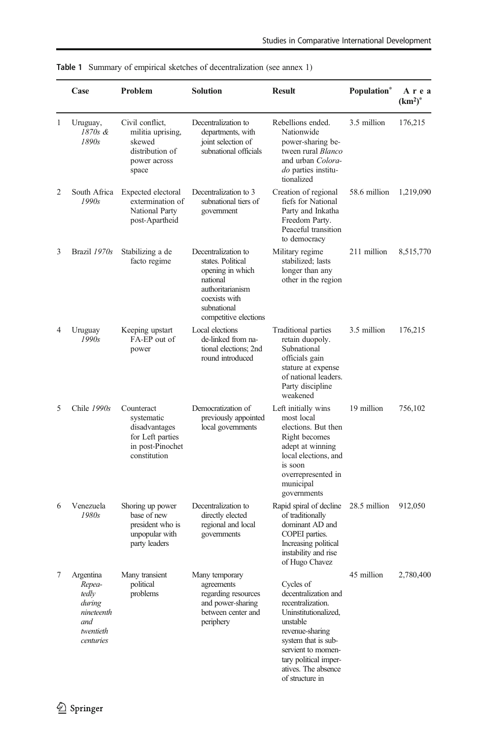**Table 1** Summary of empirical sketches of decentralization (see annex 1)

| | Case | Problem | Solution | Result | Population* | Area (km²)* |
|---|---|---|---|---|---|---|
| 1 | Uruguay, *1870s & 1890s* | Civil conflict, militia uprising, skewed distribution of power across space | Decentralization to departments, with joint selection of subnational officials | Rebellions ended. Nationwide power-sharing between rural *Blanco* and urban *Colorado* parties institutionalized | 3.5 million | 176,215 |
| 2 | South Africa *1990s* | Expected electoral extermination of National Party post-Apartheid | Decentralization to 3 subnational tiers of government | Creation of regional fiefs for National Party and Inkatha Freedom Party. Peaceful transition to democracy | 58.6 million | 1,219,090 |
| 3 | Brazil *1970s* | Stabilizing a de facto regime | Decentralization to states. Political opening in which national authoritarianism coexists with subnational competitive elections | Military regime stabilized; lasts longer than any other in the region | 211 million | 8,515,770 |
| 4 | Uruguay *1990s* | Keeping upstart FA-EP out of power | Local elections de-linked from national elections; 2nd round introduced | Traditional parties retain duopoly. Subnational officials gain stature at expense of national leaders. Party discipline weakened | 3.5 million | 176,215 |
| 5 | Chile *1990s* | Counteract systematic disadvantages for Left parties in post-Pinochet constitution | Democratization of previously appointed local governments | Left initially wins most local elections. But then Right becomes adept at winning local elections, and is soon overrepresented in municipal governments | 19 million | 756,102 |
| 6 | Venezuela *1980s* | Shoring up power base of new president who is unpopular with party leaders | Decentralization to directly elected regional and local governments | Rapid spiral of decline of traditionally dominant AD and COPEI parties. Increasing political instability and rise of Hugo Chavez | 28.5 million | 912,050 |
| 7 | Argentina *Repeatedly during nineteenth and twentieth centuries* | Many transient political problems | Many temporary agreements regarding resources and power-sharing between center and periphery | Cycles of decentralization and recentralization. Uninstitutionalized, unstable revenue-sharing system that is subservient to momentary political imperatives. The absence of structure in | 45 million | 2,780,400 |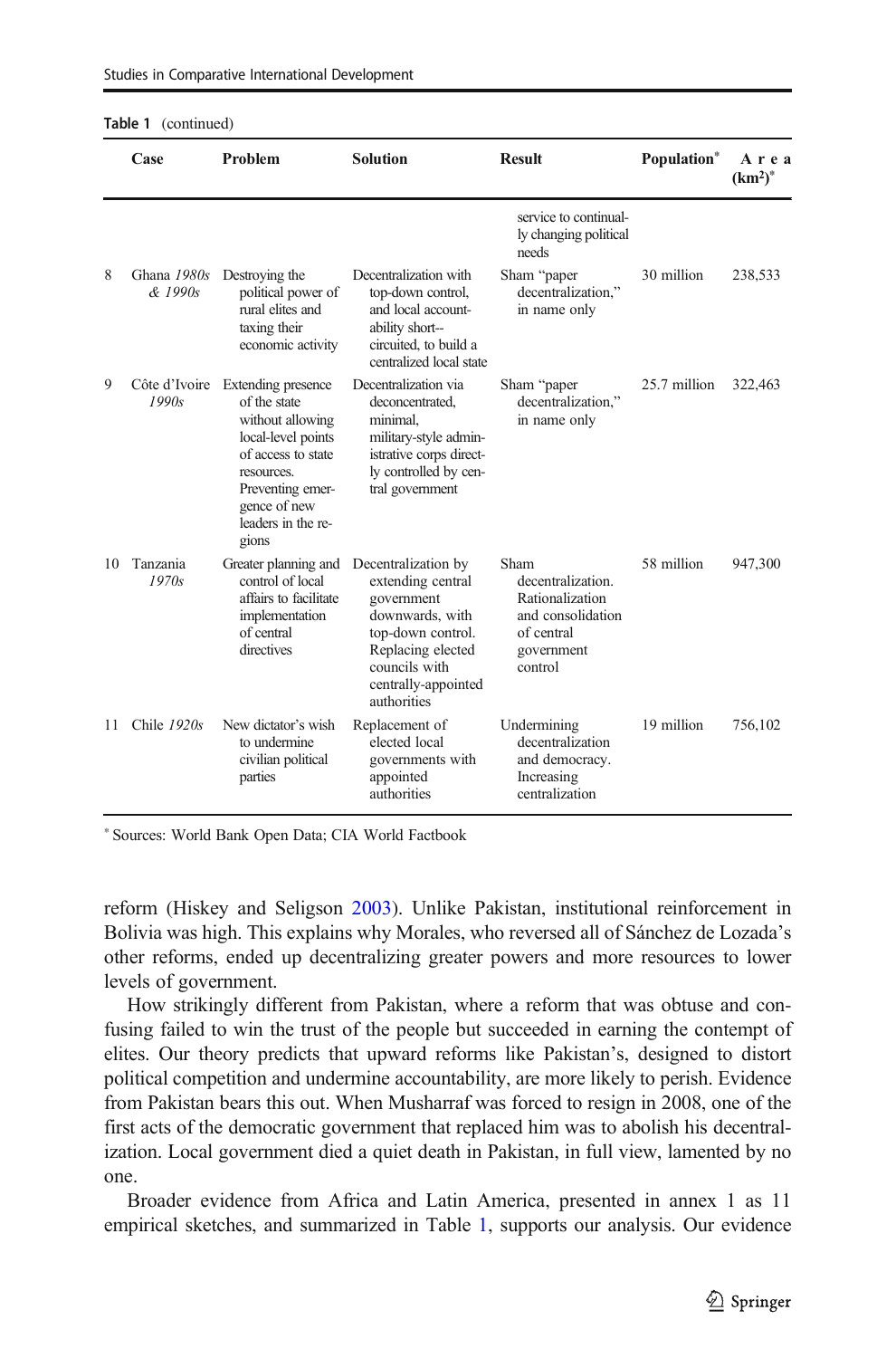**Table 1** (continued)

| | Case | Problem | Solution | Result | Population* | Area (km$^2$)* |
|---|---|---|---|---|---|---|
| | | | | service to continually changing political needs | | |
| 8 | Ghana *1980s & 1990s* | Destroying the political power of rural elites and taxing their economic activity | Decentralization with top-down control, and local accountability short--circuited, to build a centralized local state | Sham "paper decentralization," in name only | 30 million | 238,533 |
| 9 | Côte d'Ivoire *1990s* | Extending presence of the state without allowing local-level points of access to state resources. Preventing emergence of new leaders in the regions | Decentralization via deconcentrated, minimal, military-style administrative corps directly controlled by central government | Sham "paper decentralization," in name only | 25.7 million | 322,463 |
| 10 | Tanzania *1970s* | Greater planning and control of local affairs to facilitate implementation of central directives | Decentralization by extending central government downwards, with top-down control. Replacing elected councils with centrally-appointed authorities | Sham decentralization. Rationalization and consolidation of central government control | 58 million | 947,300 |
| 11 | Chile *1920s* | New dictator's wish to undermine civilian political parties | Replacement of elected local governments with appointed authorities | Undermining decentralization and democracy. Increasing centralization | 19 million | 756,102 |

* Sources: World Bank Open Data; CIA World Factbook

reform (Hiskey and Seligson 2003). Unlike Pakistan, institutional reinforcement in Bolivia was high. This explains why Morales, who reversed all of Sánchez de Lozada's other reforms, ended up decentralizing greater powers and more resources to lower levels of government.

How strikingly different from Pakistan, where a reform that was obtuse and confusing failed to win the trust of the people but succeeded in earning the contempt of elites. Our theory predicts that upward reforms like Pakistan's, designed to distort political competition and undermine accountability, are more likely to perish. Evidence from Pakistan bears this out. When Musharraf was forced to resign in 2008, one of the first acts of the democratic government that replaced him was to abolish his decentralization. Local government died a quiet death in Pakistan, in full view, lamented by no one.

Broader evidence from Africa and Latin America, presented in annex 1 as 11 empirical sketches, and summarized in Table 1, supports our analysis. Our evidence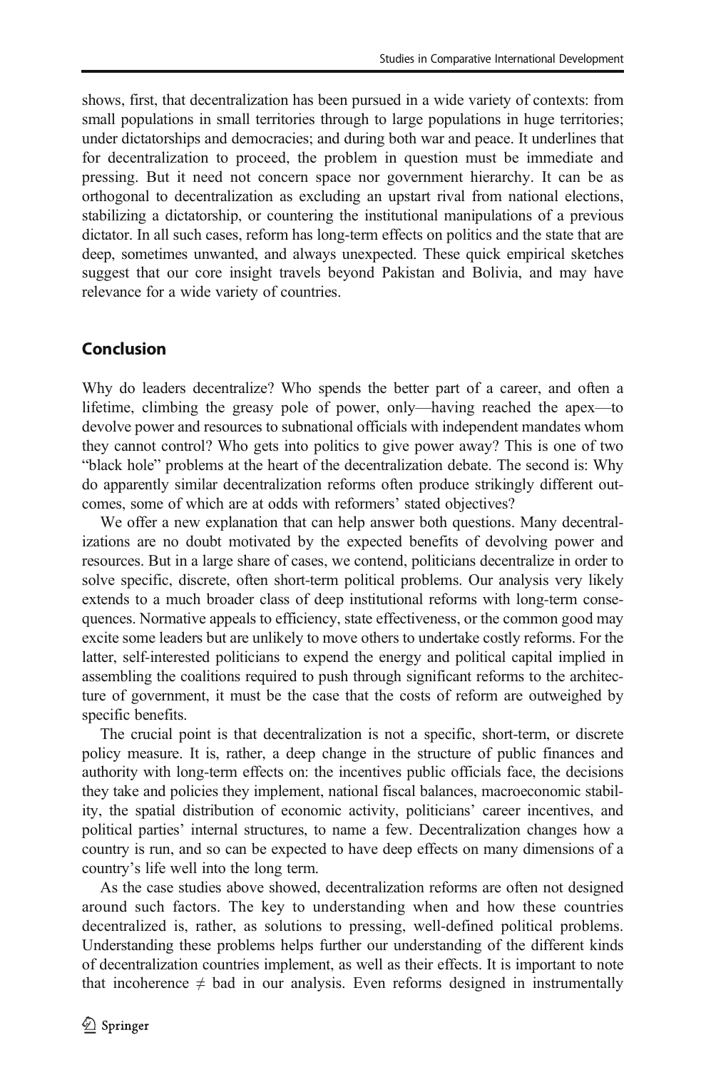shows, first, that decentralization has been pursued in a wide variety of contexts: from small populations in small territories through to large populations in huge territories; under dictatorships and democracies; and during both war and peace. It underlines that for decentralization to proceed, the problem in question must be immediate and pressing. But it need not concern space nor government hierarchy. It can be as orthogonal to decentralization as excluding an upstart rival from national elections, stabilizing a dictatorship, or countering the institutional manipulations of a previous dictator. In all such cases, reform has long-term effects on politics and the state that are deep, sometimes unwanted, and always unexpected. These quick empirical sketches suggest that our core insight travels beyond Pakistan and Bolivia, and may have relevance for a wide variety of countries.

## Conclusion

Why do leaders decentralize? Who spends the better part of a career, and often a lifetime, climbing the greasy pole of power, only—having reached the apex—to devolve power and resources to subnational officials with independent mandates whom they cannot control? Who gets into politics to give power away? This is one of two "black hole" problems at the heart of the decentralization debate. The second is: Why do apparently similar decentralization reforms often produce strikingly different outcomes, some of which are at odds with reformers' stated objectives?

We offer a new explanation that can help answer both questions. Many decentralizations are no doubt motivated by the expected benefits of devolving power and resources. But in a large share of cases, we contend, politicians decentralize in order to solve specific, discrete, often short-term political problems. Our analysis very likely extends to a much broader class of deep institutional reforms with long-term consequences. Normative appeals to efficiency, state effectiveness, or the common good may excite some leaders but are unlikely to move others to undertake costly reforms. For the latter, self-interested politicians to expend the energy and political capital implied in assembling the coalitions required to push through significant reforms to the architecture of government, it must be the case that the costs of reform are outweighed by specific benefits.

The crucial point is that decentralization is not a specific, short-term, or discrete policy measure. It is, rather, a deep change in the structure of public finances and authority with long-term effects on: the incentives public officials face, the decisions they take and policies they implement, national fiscal balances, macroeconomic stability, the spatial distribution of economic activity, politicians' career incentives, and political parties' internal structures, to name a few. Decentralization changes how a country is run, and so can be expected to have deep effects on many dimensions of a country's life well into the long term.

As the case studies above showed, decentralization reforms are often not designed around such factors. The key to understanding when and how these countries decentralized is, rather, as solutions to pressing, well-defined political problems. Understanding these problems helps further our understanding of the different kinds of decentralization countries implement, as well as their effects. It is important to note that incoherence $\neq$ bad in our analysis. Even reforms designed in instrumentally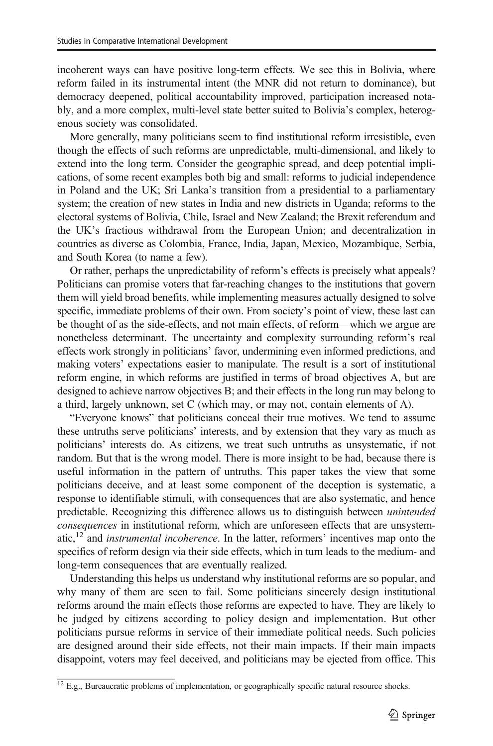incoherent ways can have positive long-term effects. We see this in Bolivia, where reform failed in its instrumental intent (the MNR did not return to dominance), but democracy deepened, political accountability improved, participation increased notably, and a more complex, multi-level state better suited to Bolivia's complex, heterogenous society was consolidated.

More generally, many politicians seem to find institutional reform irresistible, even though the effects of such reforms are unpredictable, multi-dimensional, and likely to extend into the long term. Consider the geographic spread, and deep potential implications, of some recent examples both big and small: reforms to judicial independence in Poland and the UK; Sri Lanka's transition from a presidential to a parliamentary system; the creation of new states in India and new districts in Uganda; reforms to the electoral systems of Bolivia, Chile, Israel and New Zealand; the Brexit referendum and the UK's fractious withdrawal from the European Union; and decentralization in countries as diverse as Colombia, France, India, Japan, Mexico, Mozambique, Serbia, and South Korea (to name a few).

Or rather, perhaps the unpredictability of reform's effects is precisely what appeals? Politicians can promise voters that far-reaching changes to the institutions that govern them will yield broad benefits, while implementing measures actually designed to solve specific, immediate problems of their own. From society's point of view, these last can be thought of as the side-effects, and not main effects, of reform—which we argue are nonetheless determinant. The uncertainty and complexity surrounding reform's real effects work strongly in politicians' favor, undermining even informed predictions, and making voters' expectations easier to manipulate. The result is a sort of institutional reform engine, in which reforms are justified in terms of broad objectives A, but are designed to achieve narrow objectives B; and their effects in the long run may belong to a third, largely unknown, set C (which may, or may not, contain elements of A).

"Everyone knows" that politicians conceal their true motives. We tend to assume these untruths serve politicians' interests, and by extension that they vary as much as politicians' interests do. As citizens, we treat such untruths as unsystematic, if not random. But that is the wrong model. There is more insight to be had, because there is useful information in the pattern of untruths. This paper takes the view that some politicians deceive, and at least some component of the deception is systematic, a response to identifiable stimuli, with consequences that are also systematic, and hence predictable. Recognizing this difference allows us to distinguish between *unintended consequences* in institutional reform, which are unforeseen effects that are unsystematic,[12] and *instrumental incoherence*. In the latter, reformers' incentives map onto the specifics of reform design via their side effects, which in turn leads to the medium- and long-term consequences that are eventually realized.

Understanding this helps us understand why institutional reforms are so popular, and why many of them are seen to fail. Some politicians sincerely design institutional reforms around the main effects those reforms are expected to have. They are likely to be judged by citizens according to policy design and implementation. But other politicians pursue reforms in service of their immediate political needs. Such policies are designed around their side effects, not their main impacts. If their main impacts disappoint, voters may feel deceived, and politicians may be ejected from office. This

[12] E.g., Bureaucratic problems of implementation, or geographically specific natural resource shocks.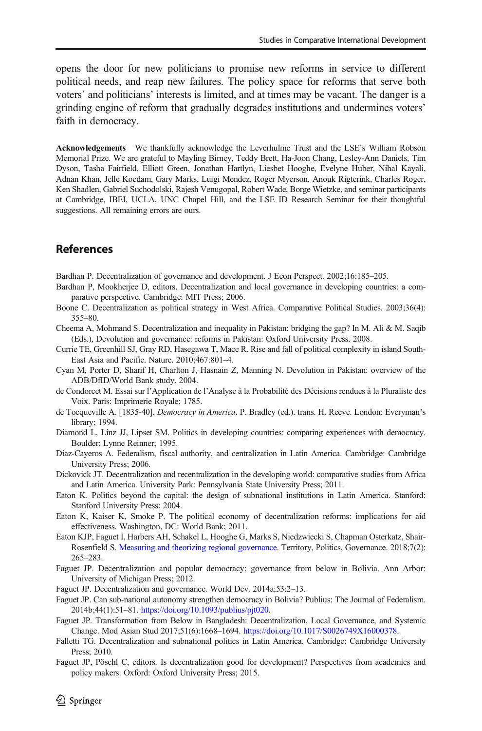opens the door for new politicians to promise new reforms in service to different political needs, and reap new failures. The policy space for reforms that serve both voters' and politicians' interests is limited, and at times may be vacant. The danger is a grinding engine of reform that gradually degrades institutions and undermines voters' faith in democracy.

**Acknowledgements** We thankfully acknowledge the Leverhulme Trust and the LSE's William Robson Memorial Prize. We are grateful to Mayling Birney, Teddy Brett, Ha-Joon Chang, Lesley-Ann Daniels, Tim Dyson, Tasha Fairfield, Elliott Green, Jonathan Hartlyn, Liesbet Hooghe, Evelyne Huber, Nihal Kayali, Adnan Khan, Jelle Koedam, Gary Marks, Luigi Mendez, Roger Myerson, Anouk Rigterink, Charles Roger, Ken Shadlen, Gabriel Suchodolski, Rajesh Venugopal, Robert Wade, Borge Wietzke, and seminar participants at Cambridge, IBEI, UCLA, UNC Chapel Hill, and the LSE ID Research Seminar for their thoughtful suggestions. All remaining errors are ours.

## References

Bardhan P. Decentralization of governance and development. J Econ Perspect. 2002;16:185–205.

Bardhan P, Mookherjee D, editors. Decentralization and local governance in developing countries: a comparative perspective. Cambridge: MIT Press; 2006.

Boone C. Decentralization as political strategy in West Africa. Comparative Political Studies. 2003;36(4): 355–80.

Cheema A, Mohmand S. Decentralization and inequality in Pakistan: bridging the gap? In M. Ali & M. Saqib (Eds.), Devolution and governance: reforms in Pakistan: Oxford University Press. 2008.

Currie TE, Greenhill SJ, Gray RD, Hasegawa T, Mace R. Rise and fall of political complexity in island South-East Asia and Pacific. Nature. 2010;467:801–4.

Cyan M, Porter D, Sharif H, Charlton J, Hasnain Z, Manning N. Devolution in Pakistan: overview of the ADB/DfID/World Bank study. 2004.

de Condorcet M. Essai sur l'Application de l'Analyse à la Probabilité des Décisions rendues à la Pluraliste des Voix. Paris: Imprimerie Royale; 1785.

de Tocqueville A. [1835-40]. *Democracy in America*. P. Bradley (ed.). trans. H. Reeve. London: Everyman's library; 1994.

Diamond L, Linz JJ, Lipset SM. Politics in developing countries: comparing experiences with democracy. Boulder: Lynne Reinner; 1995.

Díaz-Cayeros A. Federalism, fiscal authority, and centralization in Latin America. Cambridge: Cambridge University Press; 2006.

Dickovick JT. Decentralization and recentralization in the developing world: comparative studies from Africa and Latin America. University Park: Pennsylvania State University Press; 2011.

Eaton K. Politics beyond the capital: the design of subnational institutions in Latin America. Stanford: Stanford University Press; 2004.

Eaton K, Kaiser K, Smoke P. The political economy of decentralization reforms: implications for aid effectiveness. Washington, DC: World Bank; 2011.

Eaton KJP, Faguet I, Harbers AH, Schakel L, Hooghe G, Marks S, Niedzwiecki S, Chapman Osterkatz, Shair-Rosenfield S. Measuring and theorizing regional governance. Territory, Politics, Governance. 2018;7(2): 265–283.

Faguet JP. Decentralization and popular democracy: governance from below in Bolivia. Ann Arbor: University of Michigan Press; 2012.

Faguet JP. Decentralization and governance. World Dev. 2014a;53:2–13.

Faguet JP. Can sub-national autonomy strengthen democracy in Bolivia? Publius: The Journal of Federalism. 2014b;44(1):51–81. https://doi.org/10.1093/publius/pjt020.

Faguet JP. Transformation from Below in Bangladesh: Decentralization, Local Governance, and Systemic Change. Mod Asian Stud 2017;51(6):1668–1694. https://doi.org/10.1017/S0026749X16000378.

Falletti TG. Decentralization and subnational politics in Latin America. Cambridge: Cambridge University Press; 2010.

Faguet JP, Pöschl C, editors. Is decentralization good for development? Perspectives from academics and policy makers. Oxford: Oxford University Press; 2015.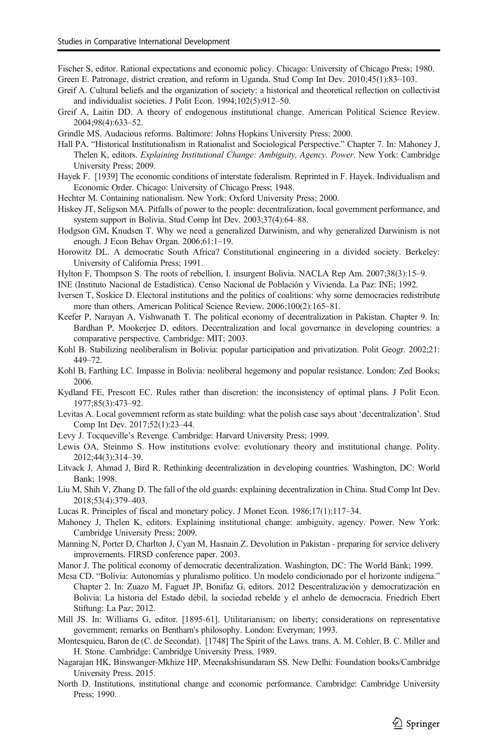Fischer S, editor. Rational expectations and economic policy. Chicago: University of Chicago Press; 1980.

Green E. Patronage, district creation, and reform in Uganda. Stud Comp Int Dev. 2010;45(1):83–103.

Greif A. Cultural beliefs and the organization of society: a historical and theoretical reflection on collectivist and individualist societies. J Polit Econ. 1994;102(5):912–50.

Greif A, Laitin DD. A theory of endogenous institutional change. American Political Science Review. 2004;98(4):633–52.

Grindle MS. Audacious reforms. Baltimore: Johns Hopkins University Press; 2000.

Hall PA. "Historical Institutionalism in Rationalist and Sociological Perspective." Chapter 7. In: Mahoney J, Thelen K, editors. *Explaining Institutional Change: Ambiguity, Agency. Power*. New York: Cambridge University Press; 2009.

Hayek F. [1939] The economic conditions of interstate federalism. Reprinted in F. Hayek. Individualism and Economic Order. Chicago: University of Chicago Press; 1948.

Hechter M. Containing nationalism. New York: Oxford University Press; 2000.

Hiskey JT, Seligson MA. Pitfalls of power to the people: decentralization, local government performance, and system support in Bolivia. Stud Comp Int Dev. 2003;37(4):64–88.

Hodgson GM, Knudsen T. Why we need a generalized Darwinism, and why generalized Darwinism is not enough. J Econ Behav Organ. 2006;61:1–19.

Horowitz DL. A democratic South Africa? Constitutional engineering in a divided society. Berkeley: University of California Press; 1991.

Hylton F, Thompson S. The roots of rebellion, I. insurgent Bolivia. NACLA Rep Am. 2007;38(3):15–9.

INE (Instituto Nacional de Estadística). Censo Nacional de Población y Vivienda. La Paz: INE; 1992.

Iversen T, Soskice D. Electoral institutions and the politics of coalitions: why some democracies redistribute more than others. American Political Science Review. 2006;100(2):165–81.

Keefer P, Narayan A, Vishwanath T. The political economy of decentralization in Pakistan. Chapter 9. In: Bardhan P, Mookerjee D, editors. Decentralization and local governance in developing countries: a comparative perspective. Cambridge: MIT; 2003.

Kohl B. Stabilizing neoliberalism in Bolivia: popular participation and privatization. Polit Geogr. 2002;21: 449–72.

Kohl B, Farthing LC. Impasse in Bolivia: neoliberal hegemony and popular resistance. London: Zed Books; 2006.

Kydland FE, Prescott EC. Rules rather than discretion: the inconsistency of optimal plans. J Polit Econ. 1977;85(3):473–92.

Levitas A. Local government reform as state building: what the polish case says about 'decentralization'. Stud Comp Int Dev. 2017;52(1):23–44.

Levy J. Tocqueville's Revenge. Cambridge: Harvard University Press; 1999.

Lewis OA, Steinmo S. How institutions evolve: evolutionary theory and institutional change. Polity. 2012;44(3):314–39.

Litvack J, Ahmad J, Bird R. Rethinking decentralization in developing countries. Washington, DC: World Bank; 1998.

Liu M, Shih V, Zhang D. The fall of the old guards: explaining decentralization in China. Stud Comp Int Dev. 2018;53(4):379–403.

Lucas R. Principles of fiscal and monetary policy. J Monet Econ. 1986;17(1):117–34.

Mahoney J, Thelen K, editors. Explaining institutional change: ambiguity, agency. Power. New York: Cambridge University Press; 2009.

Manning N, Porter D, Charlton J, Cyan M, Hasnain Z. Devolution in Pakistan - preparing for service delivery improvements. FIRSD conference paper. 2003.

Manor J. The political economy of democratic decentralization. Washington, DC: The World Bank; 1999.

Mesa CD. "Bolivia: Autonomías y pluralismo político. Un modelo condicionado por el horizonte indígena." Chapter 2. In: Zuazo M, Faguet JP, Bonifaz G, editors. 2012 Descentralización y democratización en Bolivia: La historia del Estado débil, la sociedad rebelde y el anhelo de democracia. Friedrich Ebert Stiftung: La Paz; 2012.

Mill JS. In: Williams G, editor. [1895-61]. Utilitarianism; on liberty; considerations on representative government; remarks on Bentham's philosophy. London: Everyman; 1993.

Montesquieu, Baron de (C. de Secondat). [1748] The Spirit of the Laws. trans. A. M. Cohler, B. C. Miller and H. Stone. Cambridge: Cambridge University Press. 1989.

Nagarajan HK, Binswanger-Mkhize HP, Meenakshisundaram SS. New Delhi: Foundation books/Cambridge University Press. 2015.

North D. Institutions, institutional change and economic performance. Cambridge: Cambridge University Press; 1990.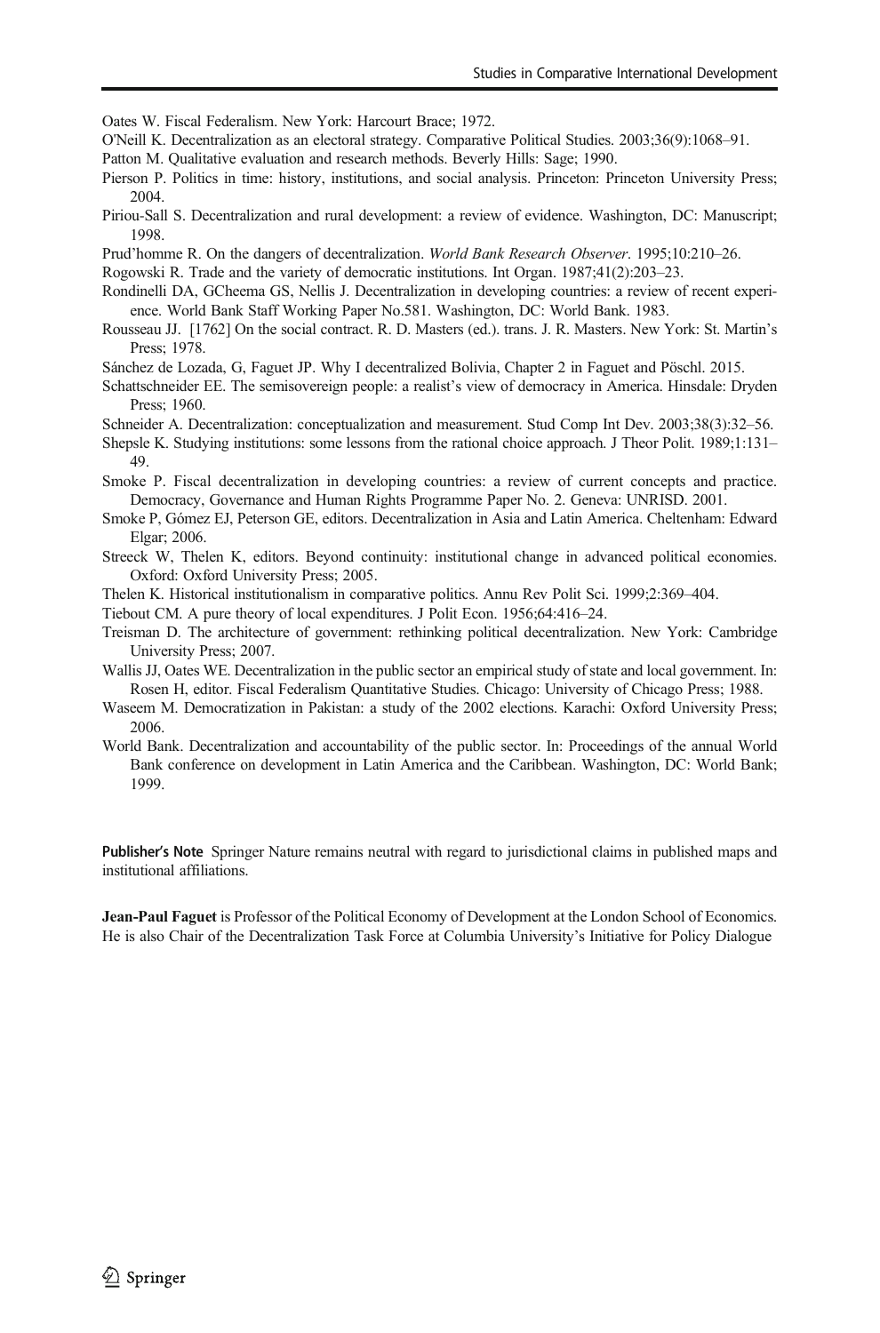Oates W. Fiscal Federalism. New York: Harcourt Brace; 1972.

O'Neill K. Decentralization as an electoral strategy. Comparative Political Studies. 2003;36(9):1068–91.

Patton M. Qualitative evaluation and research methods. Beverly Hills: Sage; 1990.

Pierson P. Politics in time: history, institutions, and social analysis. Princeton: Princeton University Press; 2004.

Piriou-Sall S. Decentralization and rural development: a review of evidence. Washington, DC: Manuscript; 1998.

Prud'homme R. On the dangers of decentralization. *World Bank Research Observer*. 1995;10:210–26.

Rogowski R. Trade and the variety of democratic institutions. Int Organ. 1987;41(2):203–23.

Rondinelli DA, GCheema GS, Nellis J. Decentralization in developing countries: a review of recent experience. World Bank Staff Working Paper No.581. Washington, DC: World Bank. 1983.

Rousseau JJ. [1762] On the social contract. R. D. Masters (ed.). trans. J. R. Masters. New York: St. Martin's Press; 1978.

Sánchez de Lozada, G, Faguet JP. Why I decentralized Bolivia, Chapter 2 in Faguet and Pöschl. 2015.

Schattschneider EE. The semisovereign people: a realist's view of democracy in America. Hinsdale: Dryden Press; 1960.

Schneider A. Decentralization: conceptualization and measurement. Stud Comp Int Dev. 2003;38(3):32–56.

Shepsle K. Studying institutions: some lessons from the rational choice approach. J Theor Polit. 1989;1:131–49.

Smoke P. Fiscal decentralization in developing countries: a review of current concepts and practice. Democracy, Governance and Human Rights Programme Paper No. 2. Geneva: UNRISD. 2001.

Smoke P, Gómez EJ, Peterson GE, editors. Decentralization in Asia and Latin America. Cheltenham: Edward Elgar; 2006.

Streeck W, Thelen K, editors. Beyond continuity: institutional change in advanced political economies. Oxford: Oxford University Press; 2005.

Thelen K. Historical institutionalism in comparative politics. Annu Rev Polit Sci. 1999;2:369–404.

Tiebout CM. A pure theory of local expenditures. J Polit Econ. 1956;64:416–24.

Treisman D. The architecture of government: rethinking political decentralization. New York: Cambridge University Press; 2007.

Wallis JJ, Oates WE. Decentralization in the public sector an empirical study of state and local government. In: Rosen H, editor. Fiscal Federalism Quantitative Studies. Chicago: University of Chicago Press; 1988.

Waseem M. Democratization in Pakistan: a study of the 2002 elections. Karachi: Oxford University Press; 2006.

World Bank. Decentralization and accountability of the public sector. In: Proceedings of the annual World Bank conference on development in Latin America and the Caribbean. Washington, DC: World Bank; 1999.

**Publisher's Note** Springer Nature remains neutral with regard to jurisdictional claims in published maps and institutional affiliations.

**Jean-Paul Faguet** is Professor of the Political Economy of Development at the London School of Economics. He is also Chair of the Decentralization Task Force at Columbia University's Initiative for Policy Dialogue